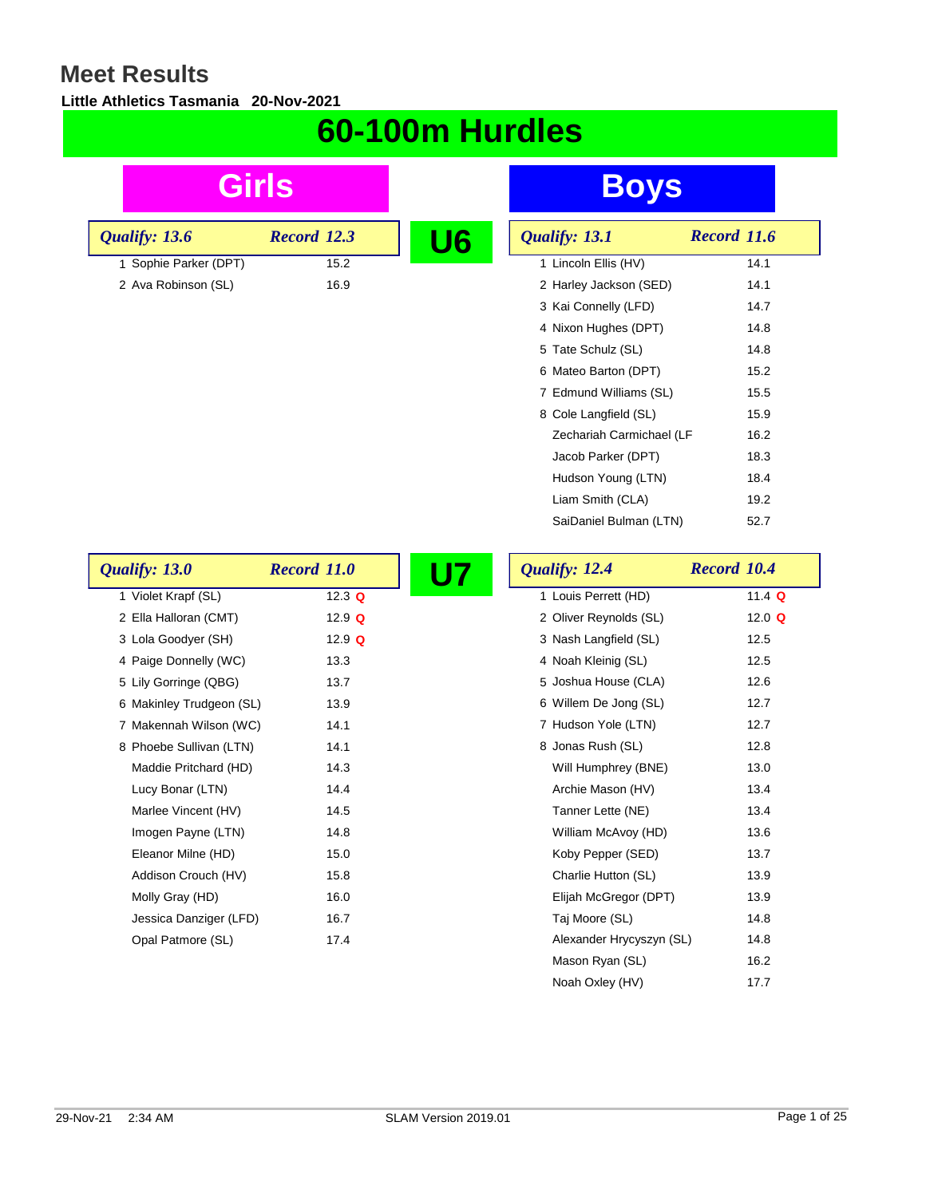# Meet Results

**Little Athletics Tasmania 20-Nov-2021**

## 60-100m Hurdles

### U6

**Girls** — *Qualify: 13.6* *Record 12.3*

| Place | Name | Time |
|---|---|---|
| 1 | Sophie Parker (DPT) | 15.2 |
| 2 | Ava Robinson (SL) | 16.9 |

**Boys** — *Qualify: 13.1* *Record 11.6*

| Place | Name | Time |
|---|---|---|
| 1 | Lincoln Ellis (HV) | 14.1 |
| 2 | Harley Jackson (SED) | 14.1 |
| 3 | Kai Connelly (LFD) | 14.7 |
| 4 | Nixon Hughes (DPT) | 14.8 |
| 5 | Tate Schulz (SL) | 14.8 |
| 6 | Mateo Barton (DPT) | 15.2 |
| 7 | Edmund Williams (SL) | 15.5 |
| 8 | Cole Langfield (SL) | 15.9 |
| | Zechariah Carmichael (LF | 16.2 |
| | Jacob Parker (DPT) | 18.3 |
| | Hudson Young (LTN) | 18.4 |
| | Liam Smith (CLA) | 19.2 |
| | SaiDaniel Bulman (LTN) | 52.7 |

### U7

**Girls** — *Qualify: 13.0* *Record 11.0*

| Place | Name | Time |
|---|---|---|
| 1 | Violet Krapf (SL) | 12.3 Q |
| 2 | Ella Halloran (CMT) | 12.9 Q |
| 3 | Lola Goodyer (SH) | 12.9 Q |
| 4 | Paige Donnelly (WC) | 13.3 |
| 5 | Lily Gorringe (QBG) | 13.7 |
| 6 | Makinley Trudgeon (SL) | 13.9 |
| 7 | Makennah Wilson (WC) | 14.1 |
| 8 | Phoebe Sullivan (LTN) | 14.1 |
| | Maddie Pritchard (HD) | 14.3 |
| | Lucy Bonar (LTN) | 14.4 |
| | Marlee Vincent (HV) | 14.5 |
| | Imogen Payne (LTN) | 14.8 |
| | Eleanor Milne (HD) | 15.0 |
| | Addison Crouch (HV) | 15.8 |
| | Molly Gray (HD) | 16.0 |
| | Jessica Danziger (LFD) | 16.7 |
| | Opal Patmore (SL) | 17.4 |

**Boys** — *Qualify: 12.4* *Record 10.4*

| Place | Name | Time |
|---|---|---|
| 1 | Louis Perrett (HD) | 11.4 Q |
| 2 | Oliver Reynolds (SL) | 12.0 Q |
| 3 | Nash Langfield (SL) | 12.5 |
| 4 | Noah Kleinig (SL) | 12.5 |
| 5 | Joshua House (CLA) | 12.6 |
| 6 | Willem De Jong (SL) | 12.7 |
| 7 | Hudson Yole (LTN) | 12.7 |
| 8 | Jonas Rush (SL) | 12.8 |
| | Will Humphrey (BNE) | 13.0 |
| | Archie Mason (HV) | 13.4 |
| | Tanner Lette (NE) | 13.4 |
| | William McAvoy (HD) | 13.6 |
| | Koby Pepper (SED) | 13.7 |
| | Charlie Hutton (SL) | 13.9 |
| | Elijah McGregor (DPT) | 13.9 |
| | Taj Moore (SL) | 14.8 |
| | Alexander Hrycyszyn (SL) | 14.8 |
| | Mason Ryan (SL) | 16.2 |
| | Noah Oxley (HV) | 17.7 |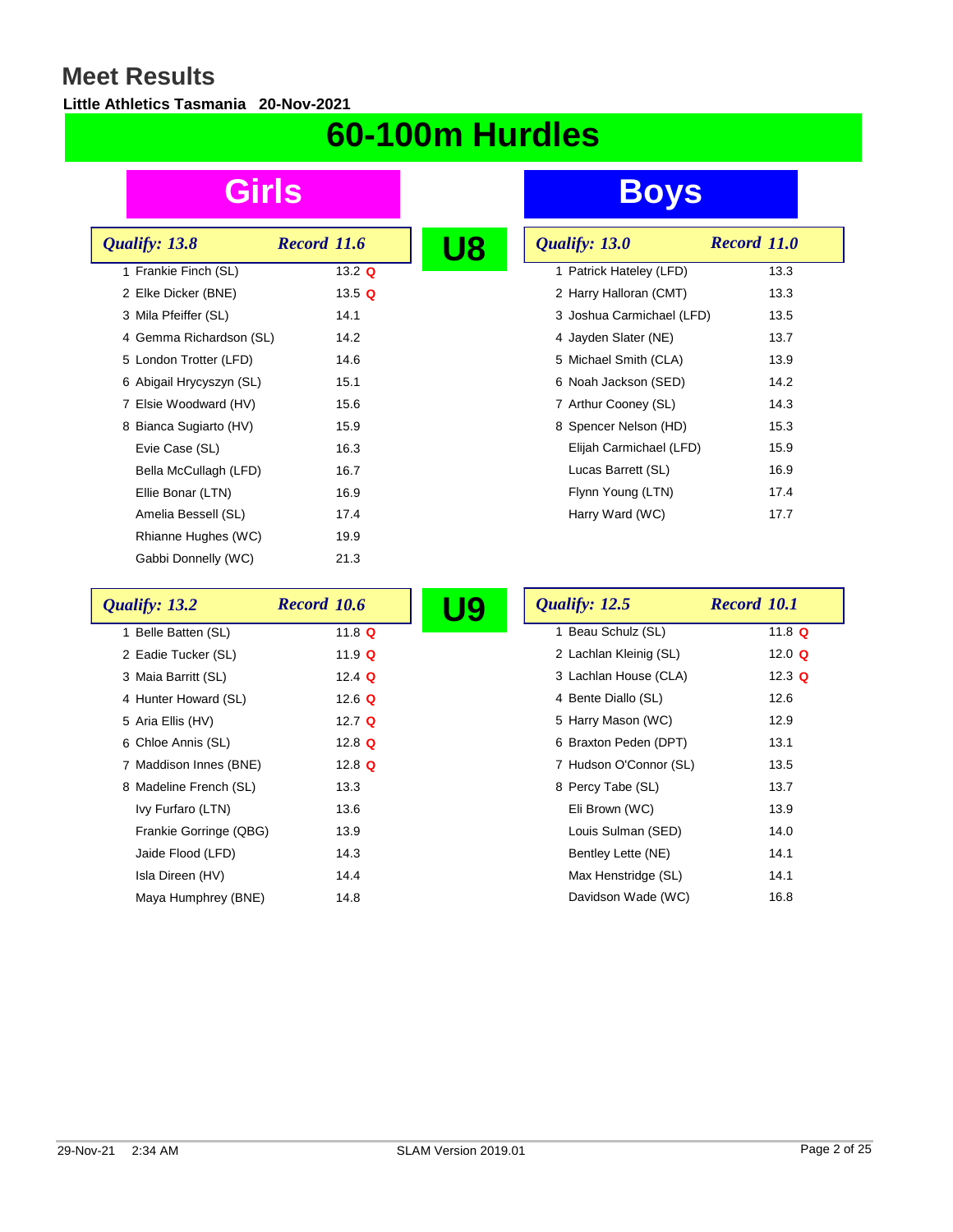# Meet Results

**Little Athletics Tasmania 20-Nov-2021**

## 60-100m Hurdles

### U8

#### Girls

*Qualify: 13.8* — *Record 11.6*

| Place | Name | Time | |
|---|---|---|---|
| 1 | Frankie Finch (SL) | 13.2 | Q |
| 2 | Elke Dicker (BNE) | 13.5 | Q |
| 3 | Mila Pfeiffer (SL) | 14.1 | |
| 4 | Gemma Richardson (SL) | 14.2 | |
| 5 | London Trotter (LFD) | 14.6 | |
| 6 | Abigail Hrycyszyn (SL) | 15.1 | |
| 7 | Elsie Woodward (HV) | 15.6 | |
| 8 | Bianca Sugiarto (HV) | 15.9 | |
| | Evie Case (SL) | 16.3 | |
| | Bella McCullagh (LFD) | 16.7 | |
| | Ellie Bonar (LTN) | 16.9 | |
| | Amelia Bessell (SL) | 17.4 | |
| | Rhianne Hughes (WC) | 19.9 | |
| | Gabbi Donnelly (WC) | 21.3 | |

#### Boys

*Qualify: 13.0* — *Record 11.0*

| Place | Name | Time |
|---|---|---|
| 1 | Patrick Hateley (LFD) | 13.3 |
| 2 | Harry Halloran (CMT) | 13.3 |
| 3 | Joshua Carmichael (LFD) | 13.5 |
| 4 | Jayden Slater (NE) | 13.7 |
| 5 | Michael Smith (CLA) | 13.9 |
| 6 | Noah Jackson (SED) | 14.2 |
| 7 | Arthur Cooney (SL) | 14.3 |
| 8 | Spencer Nelson (HD) | 15.3 |
| | Elijah Carmichael (LFD) | 15.9 |
| | Lucas Barrett (SL) | 16.9 |
| | Flynn Young (LTN) | 17.4 |
| | Harry Ward (WC) | 17.7 |

### U9

#### Girls

*Qualify: 13.2* — *Record 10.6*

| Place | Name | Time | |
|---|---|---|---|
| 1 | Belle Batten (SL) | 11.8 | Q |
| 2 | Eadie Tucker (SL) | 11.9 | Q |
| 3 | Maia Barritt (SL) | 12.4 | Q |
| 4 | Hunter Howard (SL) | 12.6 | Q |
| 5 | Aria Ellis (HV) | 12.7 | Q |
| 6 | Chloe Annis (SL) | 12.8 | Q |
| 7 | Maddison Innes (BNE) | 12.8 | Q |
| 8 | Madeline French (SL) | 13.3 | |
| | Ivy Furfaro (LTN) | 13.6 | |
| | Frankie Gorringe (QBG) | 13.9 | |
| | Jaide Flood (LFD) | 14.3 | |
| | Isla Direen (HV) | 14.4 | |
| | Maya Humphrey (BNE) | 14.8 | |

#### Boys

*Qualify: 12.5* — *Record 10.1*

| Place | Name | Time | |
|---|---|---|---|
| 1 | Beau Schulz (SL) | 11.8 | Q |
| 2 | Lachlan Kleinig (SL) | 12.0 | Q |
| 3 | Lachlan House (CLA) | 12.3 | Q |
| 4 | Bente Diallo (SL) | 12.6 | |
| 5 | Harry Mason (WC) | 12.9 | |
| 6 | Braxton Peden (DPT) | 13.1 | |
| 7 | Hudson O'Connor (SL) | 13.5 | |
| 8 | Percy Tabe (SL) | 13.7 | |
| | Eli Brown (WC) | 13.9 | |
| | Louis Sulman (SED) | 14.0 | |
| | Bentley Lette (NE) | 14.1 | |
| | Max Henstridge (SL) | 14.1 | |
| | Davidson Wade (WC) | 16.8 | |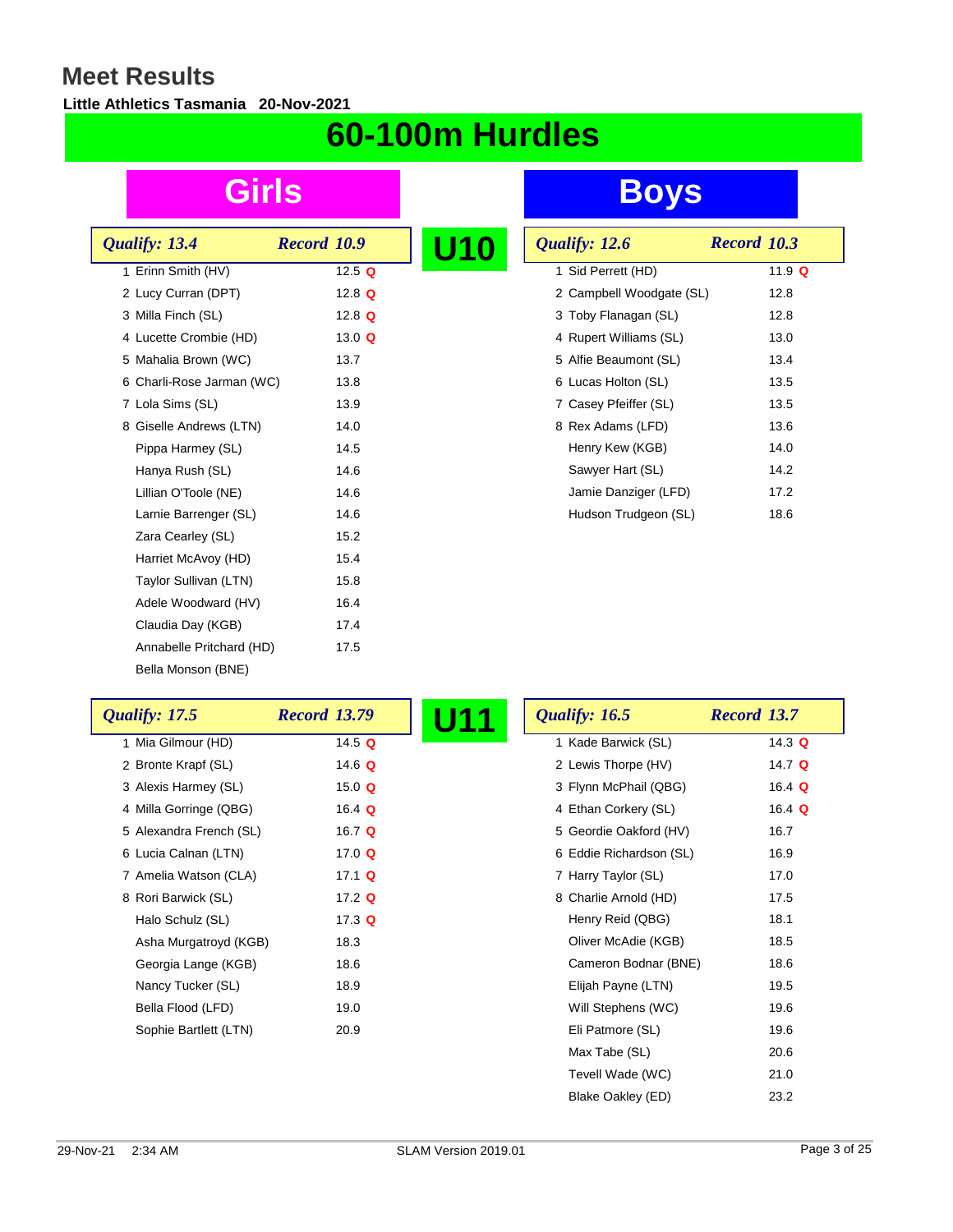# Meet Results

**Little Athletics Tasmania 20-Nov-2021**

# 60-100m Hurdles

## U10

### Girls

*Qualify: 13.4* *Record 10.9*

| Place | Name | Time | Q |
|---|---|---|---|
| 1 | Erinn Smith (HV) | 12.5 | Q |
| 2 | Lucy Curran (DPT) | 12.8 | Q |
| 3 | Milla Finch (SL) | 12.8 | Q |
| 4 | Lucette Crombie (HD) | 13.0 | Q |
| 5 | Mahalia Brown (WC) | 13.7 | |
| 6 | Charli-Rose Jarman (WC) | 13.8 | |
| 7 | Lola Sims (SL) | 13.9 | |
| 8 | Giselle Andrews (LTN) | 14.0 | |
| | Pippa Harmey (SL) | 14.5 | |
| | Hanya Rush (SL) | 14.6 | |
| | Lillian O'Toole (NE) | 14.6 | |
| | Larnie Barrenger (SL) | 14.6 | |
| | Zara Cearley (SL) | 15.2 | |
| | Harriet McAvoy (HD) | 15.4 | |
| | Taylor Sullivan (LTN) | 15.8 | |
| | Adele Woodward (HV) | 16.4 | |
| | Claudia Day (KGB) | 17.4 | |
| | Annabelle Pritchard (HD) | 17.5 | |
| | Bella Monson (BNE) | | |

### Boys

*Qualify: 12.6* *Record 10.3*

| Place | Name | Time | Q |
|---|---|---|---|
| 1 | Sid Perrett (HD) | 11.9 | Q |
| 2 | Campbell Woodgate (SL) | 12.8 | |
| 3 | Toby Flanagan (SL) | 12.8 | |
| 4 | Rupert Williams (SL) | 13.0 | |
| 5 | Alfie Beaumont (SL) | 13.4 | |
| 6 | Lucas Holton (SL) | 13.5 | |
| 7 | Casey Pfeiffer (SL) | 13.5 | |
| 8 | Rex Adams (LFD) | 13.6 | |
| | Henry Kew (KGB) | 14.0 | |
| | Sawyer Hart (SL) | 14.2 | |
| | Jamie Danziger (LFD) | 17.2 | |
| | Hudson Trudgeon (SL) | 18.6 | |

## U11

### Girls

*Qualify: 17.5* *Record 13.79*

| Place | Name | Time | Q |
|---|---|---|---|
| 1 | Mia Gilmour (HD) | 14.5 | Q |
| 2 | Bronte Krapf (SL) | 14.6 | Q |
| 3 | Alexis Harmey (SL) | 15.0 | Q |
| 4 | Milla Gorringe (QBG) | 16.4 | Q |
| 5 | Alexandra French (SL) | 16.7 | Q |
| 6 | Lucia Calnan (LTN) | 17.0 | Q |
| 7 | Amelia Watson (CLA) | 17.1 | Q |
| 8 | Rori Barwick (SL) | 17.2 | Q |
| | Halo Schulz (SL) | 17.3 | Q |
| | Asha Murgatroyd (KGB) | 18.3 | |
| | Georgia Lange (KGB) | 18.6 | |
| | Nancy Tucker (SL) | 18.9 | |
| | Bella Flood (LFD) | 19.0 | |
| | Sophie Bartlett (LTN) | 20.9 | |

### Boys

*Qualify: 16.5* *Record 13.7*

| Place | Name | Time | Q |
|---|---|---|---|
| 1 | Kade Barwick (SL) | 14.3 | Q |
| 2 | Lewis Thorpe (HV) | 14.7 | Q |
| 3 | Flynn McPhail (QBG) | 16.4 | Q |
| 4 | Ethan Corkery (SL) | 16.4 | Q |
| 5 | Geordie Oakford (HV) | 16.7 | |
| 6 | Eddie Richardson (SL) | 16.9 | |
| 7 | Harry Taylor (SL) | 17.0 | |
| 8 | Charlie Arnold (HD) | 17.5 | |
| | Henry Reid (QBG) | 18.1 | |
| | Oliver McAdie (KGB) | 18.5 | |
| | Cameron Bodnar (BNE) | 18.6 | |
| | Elijah Payne (LTN) | 19.5 | |
| | Will Stephens (WC) | 19.6 | |
| | Eli Patmore (SL) | 19.6 | |
| | Max Tabe (SL) | 20.6 | |
| | Tevell Wade (WC) | 21.0 | |
| | Blake Oakley (ED) | 23.2 | |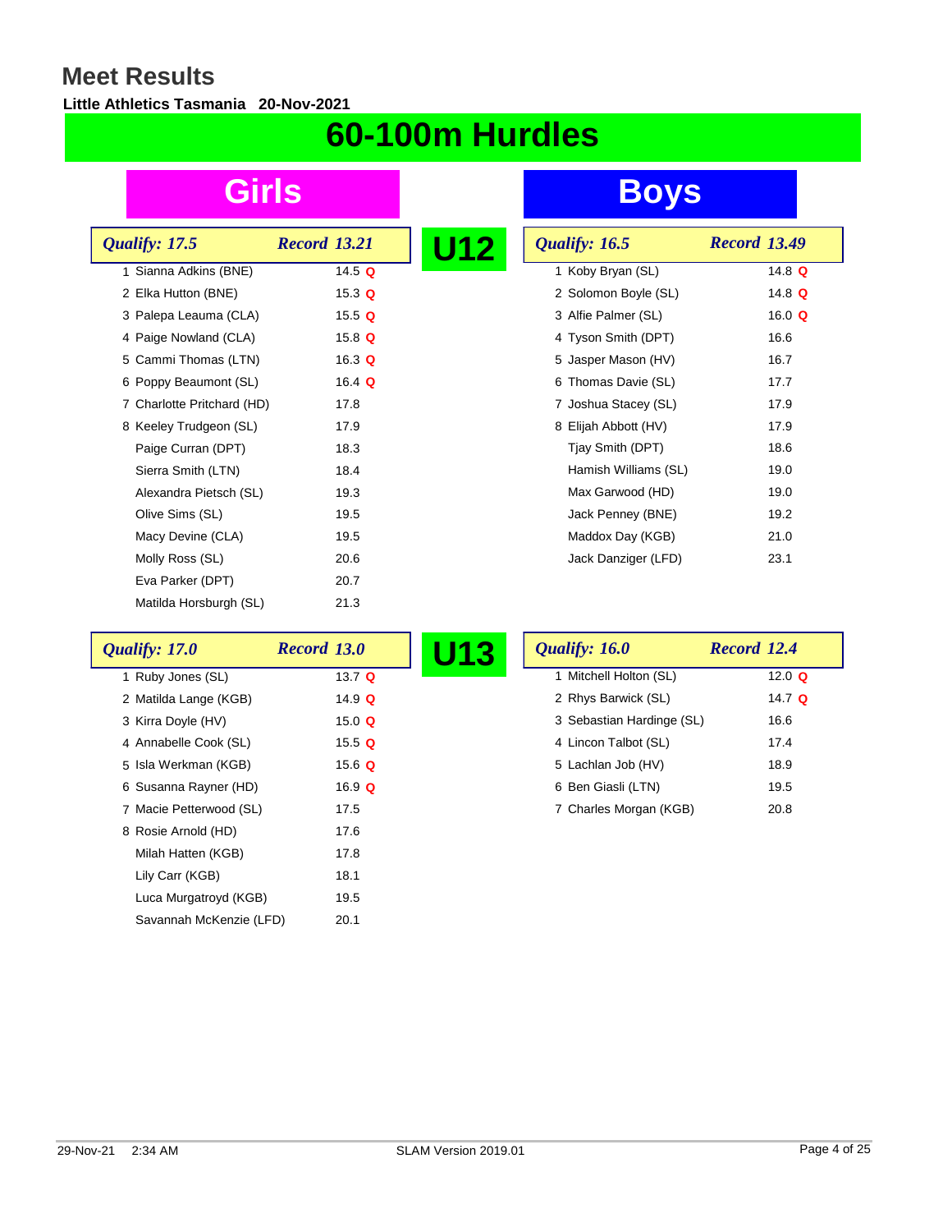# Meet Results

**Little Athletics Tasmania 20-Nov-2021**

## 60-100m Hurdles

### U12

#### Girls

*Qualify: 17.5* — *Record 13.21*

| Place | Name | Time |
|---|---|---|
| 1 | Sianna Adkins (BNE) | 14.5 Q |
| 2 | Elka Hutton (BNE) | 15.3 Q |
| 3 | Palepa Leauma (CLA) | 15.5 Q |
| 4 | Paige Nowland (CLA) | 15.8 Q |
| 5 | Cammi Thomas (LTN) | 16.3 Q |
| 6 | Poppy Beaumont (SL) | 16.4 Q |
| 7 | Charlotte Pritchard (HD) | 17.8 |
| 8 | Keeley Trudgeon (SL) | 17.9 |
| | Paige Curran (DPT) | 18.3 |
| | Sierra Smith (LTN) | 18.4 |
| | Alexandra Pietsch (SL) | 19.3 |
| | Olive Sims (SL) | 19.5 |
| | Macy Devine (CLA) | 19.5 |
| | Molly Ross (SL) | 20.6 |
| | Eva Parker (DPT) | 20.7 |
| | Matilda Horsburgh (SL) | 21.3 |

#### Boys

*Qualify: 16.5* — *Record 13.49*

| Place | Name | Time |
|---|---|---|
| 1 | Koby Bryan (SL) | 14.8 Q |
| 2 | Solomon Boyle (SL) | 14.8 Q |
| 3 | Alfie Palmer (SL) | 16.0 Q |
| 4 | Tyson Smith (DPT) | 16.6 |
| 5 | Jasper Mason (HV) | 16.7 |
| 6 | Thomas Davie (SL) | 17.7 |
| 7 | Joshua Stacey (SL) | 17.9 |
| 8 | Elijah Abbott (HV) | 17.9 |
| | Tjay Smith (DPT) | 18.6 |
| | Hamish Williams (SL) | 19.0 |
| | Max Garwood (HD) | 19.0 |
| | Jack Penney (BNE) | 19.2 |
| | Maddox Day (KGB) | 21.0 |
| | Jack Danziger (LFD) | 23.1 |

### U13

#### Girls

*Qualify: 17.0* — *Record 13.0*

| Place | Name | Time |
|---|---|---|
| 1 | Ruby Jones (SL) | 13.7 Q |
| 2 | Matilda Lange (KGB) | 14.9 Q |
| 3 | Kirra Doyle (HV) | 15.0 Q |
| 4 | Annabelle Cook (SL) | 15.5 Q |
| 5 | Isla Werkman (KGB) | 15.6 Q |
| 6 | Susanna Rayner (HD) | 16.9 Q |
| 7 | Macie Petterwood (SL) | 17.5 |
| 8 | Rosie Arnold (HD) | 17.6 |
| | Milah Hatten (KGB) | 17.8 |
| | Lily Carr (KGB) | 18.1 |
| | Luca Murgatroyd (KGB) | 19.5 |
| | Savannah McKenzie (LFD) | 20.1 |

#### Boys

*Qualify: 16.0* — *Record 12.4*

| Place | Name | Time |
|---|---|---|
| 1 | Mitchell Holton (SL) | 12.0 Q |
| 2 | Rhys Barwick (SL) | 14.7 Q |
| 3 | Sebastian Hardinge (SL) | 16.6 |
| 4 | Lincon Talbot (SL) | 17.4 |
| 5 | Lachlan Job (HV) | 18.9 |
| 6 | Ben Giasli (LTN) | 19.5 |
| 7 | Charles Morgan (KGB) | 20.8 |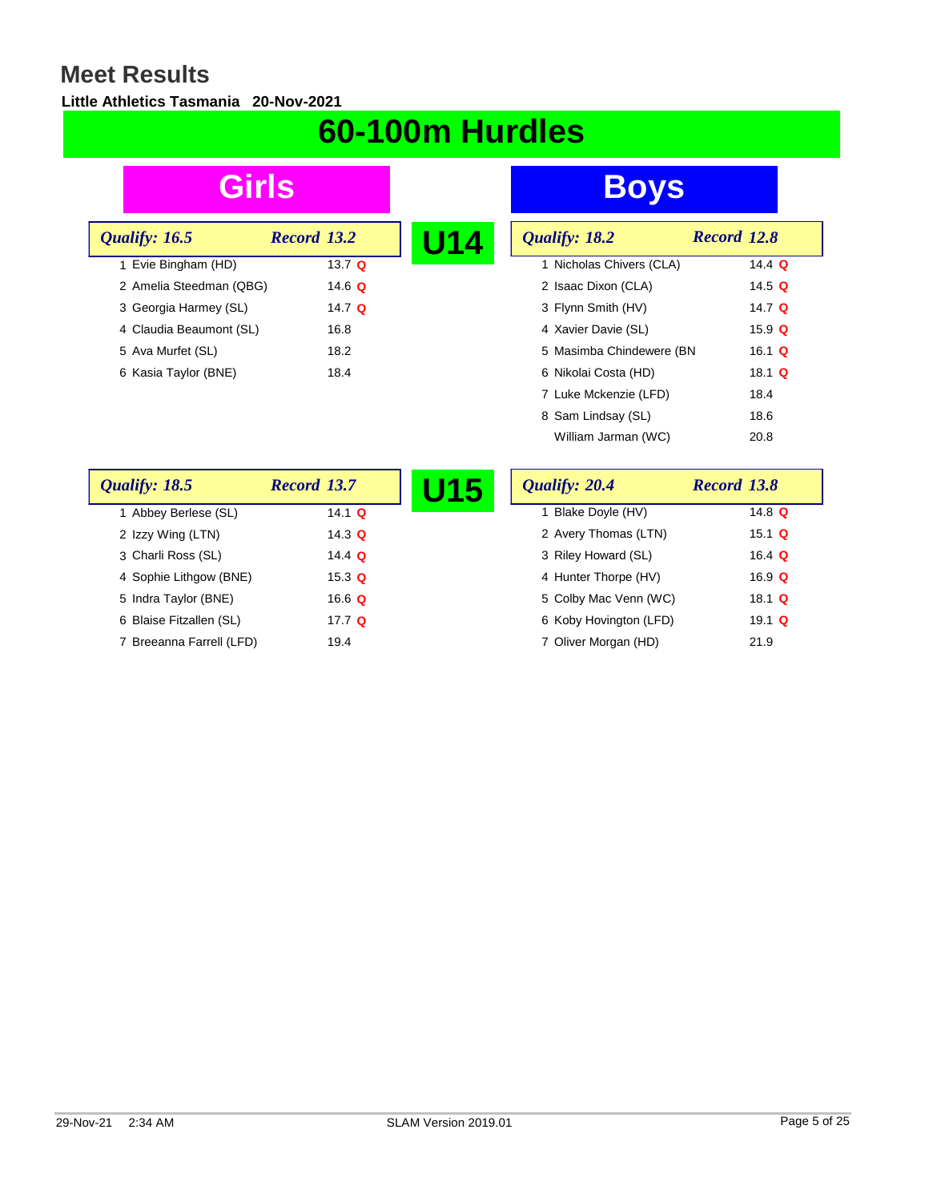# Meet Results

**Little Athletics Tasmania 20-Nov-2021**

## 60-100m Hurdles

### U14

#### Girls

*Qualify: 16.5* *Record 13.2*

| Place | Name | Time | |
|---|---|---|---|
| 1 | Evie Bingham (HD) | 13.7 | Q |
| 2 | Amelia Steedman (QBG) | 14.6 | Q |
| 3 | Georgia Harmey (SL) | 14.7 | Q |
| 4 | Claudia Beaumont (SL) | 16.8 | |
| 5 | Ava Murfet (SL) | 18.2 | |
| 6 | Kasia Taylor (BNE) | 18.4 | |

#### Boys

*Qualify: 18.2* *Record 12.8*

| Place | Name | Time | |
|---|---|---|---|
| 1 | Nicholas Chivers (CLA) | 14.4 | Q |
| 2 | Isaac Dixon (CLA) | 14.5 | Q |
| 3 | Flynn Smith (HV) | 14.7 | Q |
| 4 | Xavier Davie (SL) | 15.9 | Q |
| 5 | Masimba Chindewere (BN | 16.1 | Q |
| 6 | Nikolai Costa (HD) | 18.1 | Q |
| 7 | Luke Mckenzie (LFD) | 18.4 | |
| 8 | Sam Lindsay (SL) | 18.6 | |
| | William Jarman (WC) | 20.8 | |

### U15

#### Girls

*Qualify: 18.5* *Record 13.7*

| Place | Name | Time | |
|---|---|---|---|
| 1 | Abbey Berlese (SL) | 14.1 | Q |
| 2 | Izzy Wing (LTN) | 14.3 | Q |
| 3 | Charli Ross (SL) | 14.4 | Q |
| 4 | Sophie Lithgow (BNE) | 15.3 | Q |
| 5 | Indra Taylor (BNE) | 16.6 | Q |
| 6 | Blaise Fitzallen (SL) | 17.7 | Q |
| 7 | Breeanna Farrell (LFD) | 19.4 | |

#### Boys

*Qualify: 20.4* *Record 13.8*

| Place | Name | Time | |
|---|---|---|---|
| 1 | Blake Doyle (HV) | 14.8 | Q |
| 2 | Avery Thomas (LTN) | 15.1 | Q |
| 3 | Riley Howard (SL) | 16.4 | Q |
| 4 | Hunter Thorpe (HV) | 16.9 | Q |
| 5 | Colby Mac Venn (WC) | 18.1 | Q |
| 6 | Koby Hovington (LFD) | 19.1 | Q |
| 7 | Oliver Morgan (HD) | 21.9 | |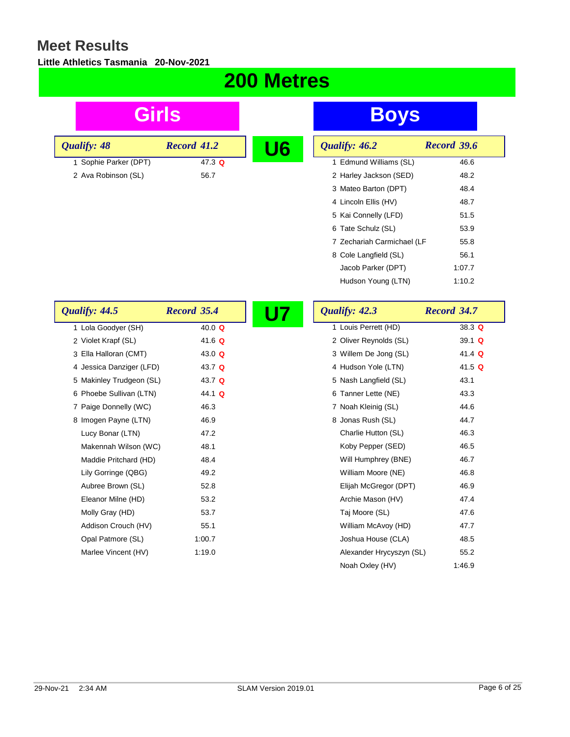# Meet Results

**Little Athletics Tasmania 20-Nov-2021**

## 200 Metres

### U6

**Girls** — *Qualify: 48* — *Record 41.2*

| Place | Name | Time | |
|---|---|---|---|
| 1 | Sophie Parker (DPT) | 47.3 | Q |
| 2 | Ava Robinson (SL) | 56.7 | |

**Boys** — *Qualify: 46.2* — *Record 39.6*

| Place | Name | Time | |
|---|---|---|---|
| 1 | Edmund Williams (SL) | 46.6 | |
| 2 | Harley Jackson (SED) | 48.2 | |
| 3 | Mateo Barton (DPT) | 48.4 | |
| 4 | Lincoln Ellis (HV) | 48.7 | |
| 5 | Kai Connelly (LFD) | 51.5 | |
| 6 | Tate Schulz (SL) | 53.9 | |
| 7 | Zechariah Carmichael (LF | 55.8 | |
| 8 | Cole Langfield (SL) | 56.1 | |
| | Jacob Parker (DPT) | 1:07.7 | |
| | Hudson Young (LTN) | 1:10.2 | |

### U7

**Girls** — *Qualify: 44.5* — *Record 35.4*

| Place | Name | Time | |
|---|---|---|---|
| 1 | Lola Goodyer (SH) | 40.0 | Q |
| 2 | Violet Krapf (SL) | 41.6 | Q |
| 3 | Ella Halloran (CMT) | 43.0 | Q |
| 4 | Jessica Danziger (LFD) | 43.7 | Q |
| 5 | Makinley Trudgeon (SL) | 43.7 | Q |
| 6 | Phoebe Sullivan (LTN) | 44.1 | Q |
| 7 | Paige Donnelly (WC) | 46.3 | |
| 8 | Imogen Payne (LTN) | 46.9 | |
| | Lucy Bonar (LTN) | 47.2 | |
| | Makennah Wilson (WC) | 48.1 | |
| | Maddie Pritchard (HD) | 48.4 | |
| | Lily Gorringe (QBG) | 49.2 | |
| | Aubree Brown (SL) | 52.8 | |
| | Eleanor Milne (HD) | 53.2 | |
| | Molly Gray (HD) | 53.7 | |
| | Addison Crouch (HV) | 55.1 | |
| | Opal Patmore (SL) | 1:00.7 | |
| | Marlee Vincent (HV) | 1:19.0 | |

**Boys** — *Qualify: 42.3* — *Record 34.7*

| Place | Name | Time | |
|---|---|---|---|
| 1 | Louis Perrett (HD) | 38.3 | Q |
| 2 | Oliver Reynolds (SL) | 39.1 | Q |
| 3 | Willem De Jong (SL) | 41.4 | Q |
| 4 | Hudson Yole (LTN) | 41.5 | Q |
| 5 | Nash Langfield (SL) | 43.1 | |
| 6 | Tanner Lette (NE) | 43.3 | |
| 7 | Noah Kleinig (SL) | 44.6 | |
| 8 | Jonas Rush (SL) | 44.7 | |
| | Charlie Hutton (SL) | 46.3 | |
| | Koby Pepper (SED) | 46.5 | |
| | Will Humphrey (BNE) | 46.7 | |
| | William Moore (NE) | 46.8 | |
| | Elijah McGregor (DPT) | 46.9 | |
| | Archie Mason (HV) | 47.4 | |
| | Taj Moore (SL) | 47.6 | |
| | William McAvoy (HD) | 47.7 | |
| | Joshua House (CLA) | 48.5 | |
| | Alexander Hrycyszyn (SL) | 55.2 | |
| | Noah Oxley (HV) | 1:46.9 | |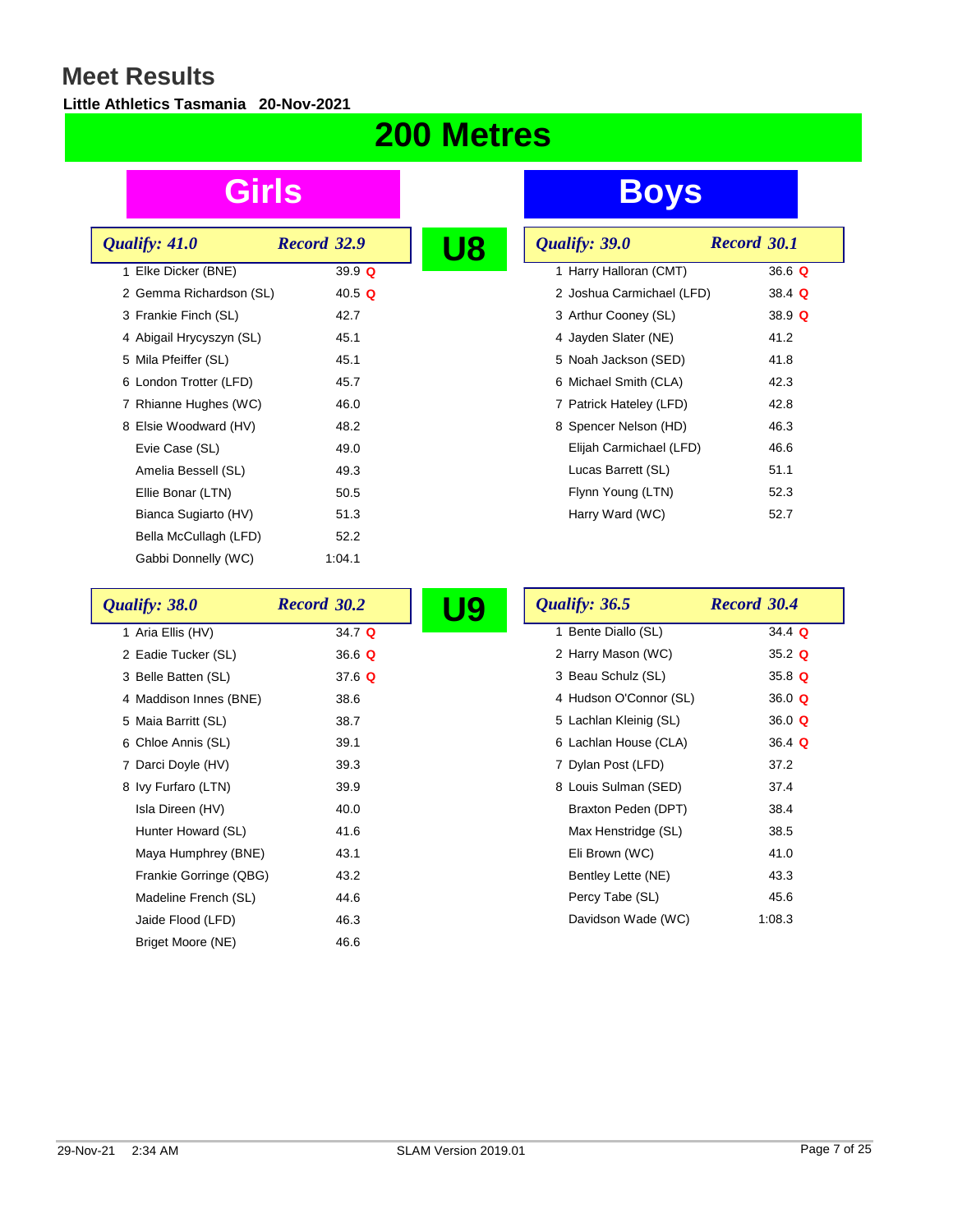# Meet Results

**Little Athletics Tasmania 20-Nov-2021**

## 200 Metres

### U8

#### Girls

*Qualify: 41.0* — *Record 32.9*

| Place | Name | Time | Q |
|---|---|---|---|
| 1 | Elke Dicker (BNE) | 39.9 | Q |
| 2 | Gemma Richardson (SL) | 40.5 | Q |
| 3 | Frankie Finch (SL) | 42.7 | |
| 4 | Abigail Hrycyszyn (SL) | 45.1 | |
| 5 | Mila Pfeiffer (SL) | 45.1 | |
| 6 | London Trotter (LFD) | 45.7 | |
| 7 | Rhianne Hughes (WC) | 46.0 | |
| 8 | Elsie Woodward (HV) | 48.2 | |
| | Evie Case (SL) | 49.0 | |
| | Amelia Bessell (SL) | 49.3 | |
| | Ellie Bonar (LTN) | 50.5 | |
| | Bianca Sugiarto (HV) | 51.3 | |
| | Bella McCullagh (LFD) | 52.2 | |
| | Gabbi Donnelly (WC) | 1:04.1 | |

#### Boys

*Qualify: 39.0* — *Record 30.1*

| Place | Name | Time | Q |
|---|---|---|---|
| 1 | Harry Halloran (CMT) | 36.6 | Q |
| 2 | Joshua Carmichael (LFD) | 38.4 | Q |
| 3 | Arthur Cooney (SL) | 38.9 | Q |
| 4 | Jayden Slater (NE) | 41.2 | |
| 5 | Noah Jackson (SED) | 41.8 | |
| 6 | Michael Smith (CLA) | 42.3 | |
| 7 | Patrick Hateley (LFD) | 42.8 | |
| 8 | Spencer Nelson (HD) | 46.3 | |
| | Elijah Carmichael (LFD) | 46.6 | |
| | Lucas Barrett (SL) | 51.1 | |
| | Flynn Young (LTN) | 52.3 | |
| | Harry Ward (WC) | 52.7 | |

### U9

#### Girls

*Qualify: 38.0* — *Record 30.2*

| Place | Name | Time | Q |
|---|---|---|---|
| 1 | Aria Ellis (HV) | 34.7 | Q |
| 2 | Eadie Tucker (SL) | 36.6 | Q |
| 3 | Belle Batten (SL) | 37.6 | Q |
| 4 | Maddison Innes (BNE) | 38.6 | |
| 5 | Maia Barritt (SL) | 38.7 | |
| 6 | Chloe Annis (SL) | 39.1 | |
| 7 | Darci Doyle (HV) | 39.3 | |
| 8 | Ivy Furfaro (LTN) | 39.9 | |
| | Isla Direen (HV) | 40.0 | |
| | Hunter Howard (SL) | 41.6 | |
| | Maya Humphrey (BNE) | 43.1 | |
| | Frankie Gorringe (QBG) | 43.2 | |
| | Madeline French (SL) | 44.6 | |
| | Jaide Flood (LFD) | 46.3 | |
| | Briget Moore (NE) | 46.6 | |

#### Boys

*Qualify: 36.5* — *Record 30.4*

| Place | Name | Time | Q |
|---|---|---|---|
| 1 | Bente Diallo (SL) | 34.4 | Q |
| 2 | Harry Mason (WC) | 35.2 | Q |
| 3 | Beau Schulz (SL) | 35.8 | Q |
| 4 | Hudson O'Connor (SL) | 36.0 | Q |
| 5 | Lachlan Kleinig (SL) | 36.0 | Q |
| 6 | Lachlan House (CLA) | 36.4 | Q |
| 7 | Dylan Post (LFD) | 37.2 | |
| 8 | Louis Sulman (SED) | 37.4 | |
| | Braxton Peden (DPT) | 38.4 | |
| | Max Henstridge (SL) | 38.5 | |
| | Eli Brown (WC) | 41.0 | |
| | Bentley Lette (NE) | 43.3 | |
| | Percy Tabe (SL) | 45.6 | |
| | Davidson Wade (WC) | 1:08.3 | |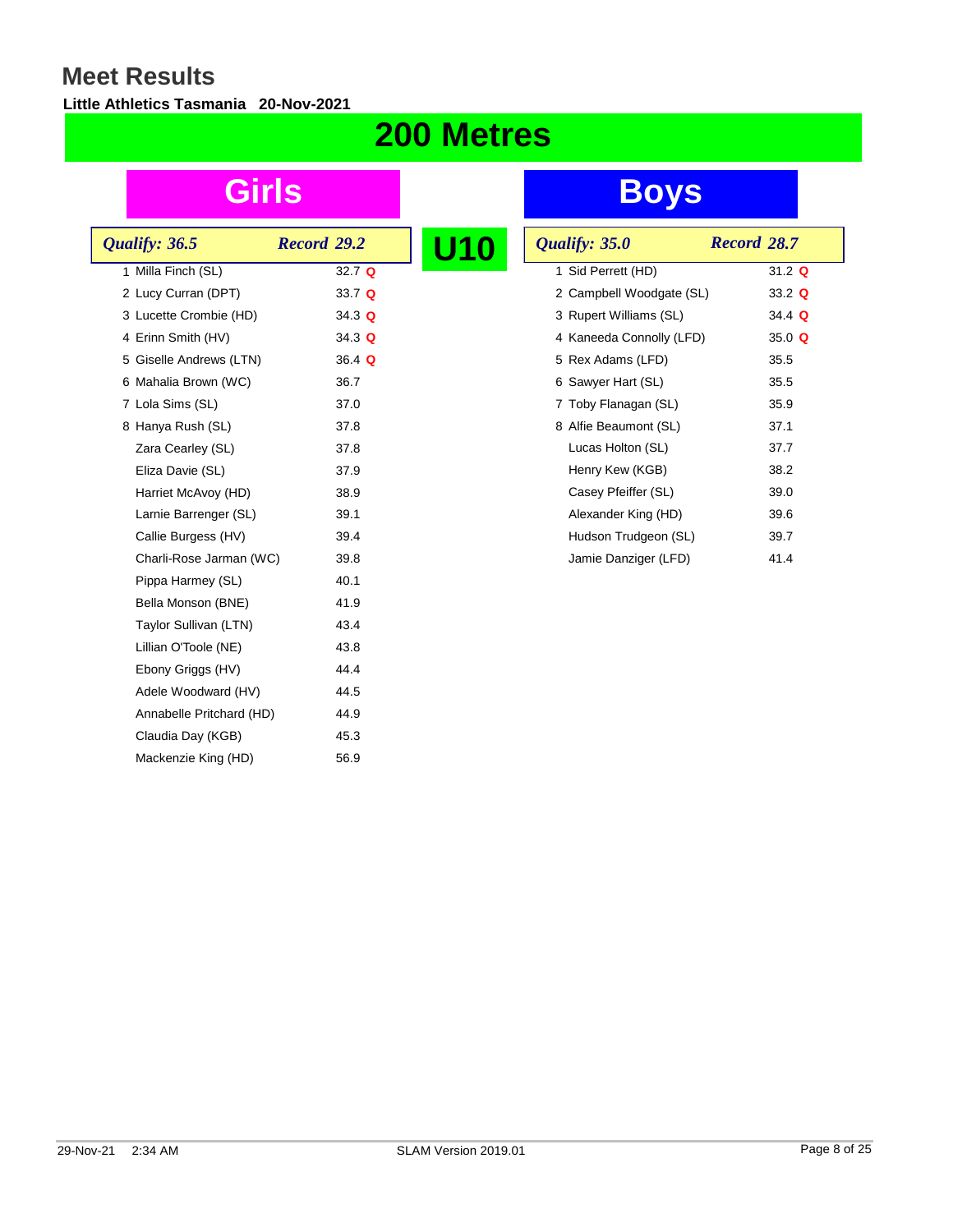# Meet Results

**Little Athletics Tasmania 20-Nov-2021**

## 200 Metres

## U10

### Girls

*Qualify: 36.5* *Record 29.2*

| Place | Name | Time | Q |
|---|---|---|---|
| 1 | Milla Finch (SL) | 32.7 | Q |
| 2 | Lucy Curran (DPT) | 33.7 | Q |
| 3 | Lucette Crombie (HD) | 34.3 | Q |
| 4 | Erinn Smith (HV) | 34.3 | Q |
| 5 | Giselle Andrews (LTN) | 36.4 | Q |
| 6 | Mahalia Brown (WC) | 36.7 | |
| 7 | Lola Sims (SL) | 37.0 | |
| 8 | Hanya Rush (SL) | 37.8 | |
| | Zara Cearley (SL) | 37.8 | |
| | Eliza Davie (SL) | 37.9 | |
| | Harriet McAvoy (HD) | 38.9 | |
| | Larnie Barrenger (SL) | 39.1 | |
| | Callie Burgess (HV) | 39.4 | |
| | Charli-Rose Jarman (WC) | 39.8 | |
| | Pippa Harmey (SL) | 40.1 | |
| | Bella Monson (BNE) | 41.9 | |
| | Taylor Sullivan (LTN) | 43.4 | |
| | Lillian O'Toole (NE) | 43.8 | |
| | Ebony Griggs (HV) | 44.4 | |
| | Adele Woodward (HV) | 44.5 | |
| | Annabelle Pritchard (HD) | 44.9 | |
| | Claudia Day (KGB) | 45.3 | |
| | Mackenzie King (HD) | 56.9 | |

### Boys

*Qualify: 35.0* *Record 28.7*

| Place | Name | Time | Q |
|---|---|---|---|
| 1 | Sid Perrett (HD) | 31.2 | Q |
| 2 | Campbell Woodgate (SL) | 33.2 | Q |
| 3 | Rupert Williams (SL) | 34.4 | Q |
| 4 | Kaneeda Connolly (LFD) | 35.0 | Q |
| 5 | Rex Adams (LFD) | 35.5 | |
| 6 | Sawyer Hart (SL) | 35.5 | |
| 7 | Toby Flanagan (SL) | 35.9 | |
| 8 | Alfie Beaumont (SL) | 37.1 | |
| | Lucas Holton (SL) | 37.7 | |
| | Henry Kew (KGB) | 38.2 | |
| | Casey Pfeiffer (SL) | 39.0 | |
| | Alexander King (HD) | 39.6 | |
| | Hudson Trudgeon (SL) | 39.7 | |
| | Jamie Danziger (LFD) | 41.4 | |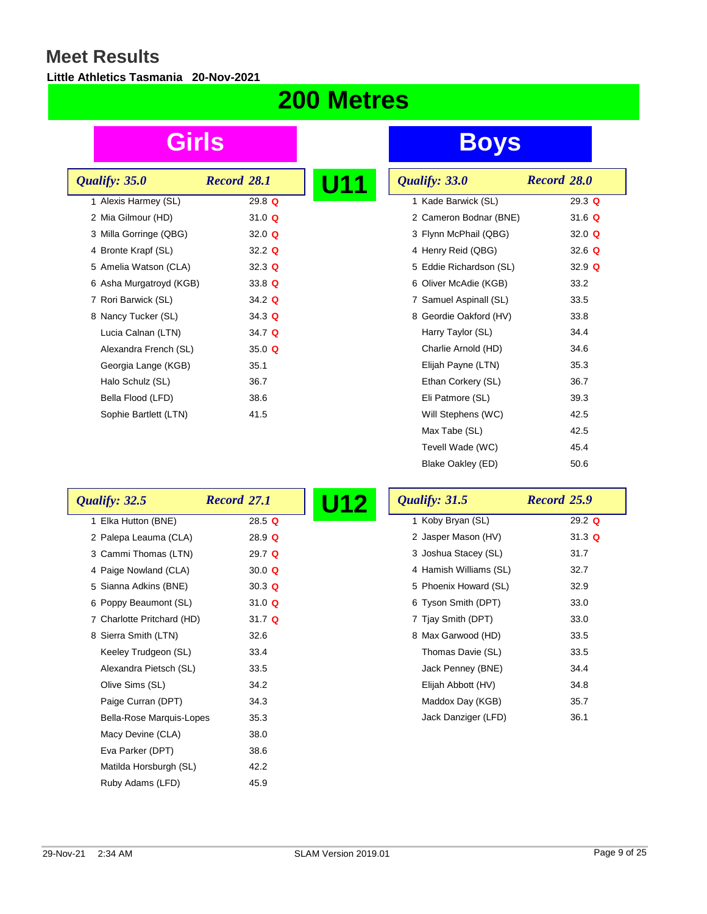# Meet Results

**Little Athletics Tasmania 20-Nov-2021**

## 200 Metres

### U11

#### Girls

*Qualify: 35.0* *Record 28.1*

| Place | Name | Time | Q |
|---|---|---|---|
| 1 | Alexis Harmey (SL) | 29.8 | Q |
| 2 | Mia Gilmour (HD) | 31.0 | Q |
| 3 | Milla Gorringe (QBG) | 32.0 | Q |
| 4 | Bronte Krapf (SL) | 32.2 | Q |
| 5 | Amelia Watson (CLA) | 32.3 | Q |
| 6 | Asha Murgatroyd (KGB) | 33.8 | Q |
| 7 | Rori Barwick (SL) | 34.2 | Q |
| 8 | Nancy Tucker (SL) | 34.3 | Q |
| | Lucia Calnan (LTN) | 34.7 | Q |
| | Alexandra French (SL) | 35.0 | Q |
| | Georgia Lange (KGB) | 35.1 | |
| | Halo Schulz (SL) | 36.7 | |
| | Bella Flood (LFD) | 38.6 | |
| | Sophie Bartlett (LTN) | 41.5 | |

#### Boys

*Qualify: 33.0* *Record 28.0*

| Place | Name | Time | Q |
|---|---|---|---|
| 1 | Kade Barwick (SL) | 29.3 | Q |
| 2 | Cameron Bodnar (BNE) | 31.6 | Q |
| 3 | Flynn McPhail (QBG) | 32.0 | Q |
| 4 | Henry Reid (QBG) | 32.6 | Q |
| 5 | Eddie Richardson (SL) | 32.9 | Q |
| 6 | Oliver McAdie (KGB) | 33.2 | |
| 7 | Samuel Aspinall (SL) | 33.5 | |
| 8 | Geordie Oakford (HV) | 33.8 | |
| | Harry Taylor (SL) | 34.4 | |
| | Charlie Arnold (HD) | 34.6 | |
| | Elijah Payne (LTN) | 35.3 | |
| | Ethan Corkery (SL) | 36.7 | |
| | Eli Patmore (SL) | 39.3 | |
| | Will Stephens (WC) | 42.5 | |
| | Max Tabe (SL) | 42.5 | |
| | Tevell Wade (WC) | 45.4 | |
| | Blake Oakley (ED) | 50.6 | |

### U12

#### Girls

*Qualify: 32.5* *Record 27.1*

| Place | Name | Time | Q |
|---|---|---|---|
| 1 | Elka Hutton (BNE) | 28.5 | Q |
| 2 | Palepa Leauma (CLA) | 28.9 | Q |
| 3 | Cammi Thomas (LTN) | 29.7 | Q |
| 4 | Paige Nowland (CLA) | 30.0 | Q |
| 5 | Sianna Adkins (BNE) | 30.3 | Q |
| 6 | Poppy Beaumont (SL) | 31.0 | Q |
| 7 | Charlotte Pritchard (HD) | 31.7 | Q |
| 8 | Sierra Smith (LTN) | 32.6 | |
| | Keeley Trudgeon (SL) | 33.4 | |
| | Alexandra Pietsch (SL) | 33.5 | |
| | Olive Sims (SL) | 34.2 | |
| | Paige Curran (DPT) | 34.3 | |
| | Bella-Rose Marquis-Lopes | 35.3 | |
| | Macy Devine (CLA) | 38.0 | |
| | Eva Parker (DPT) | 38.6 | |
| | Matilda Horsburgh (SL) | 42.2 | |
| | Ruby Adams (LFD) | 45.9 | |

#### Boys

*Qualify: 31.5* *Record 25.9*

| Place | Name | Time | Q |
|---|---|---|---|
| 1 | Koby Bryan (SL) | 29.2 | Q |
| 2 | Jasper Mason (HV) | 31.3 | Q |
| 3 | Joshua Stacey (SL) | 31.7 | |
| 4 | Hamish Williams (SL) | 32.7 | |
| 5 | Phoenix Howard (SL) | 32.9 | |
| 6 | Tyson Smith (DPT) | 33.0 | |
| 7 | Tjay Smith (DPT) | 33.0 | |
| 8 | Max Garwood (HD) | 33.5 | |
| | Thomas Davie (SL) | 33.5 | |
| | Jack Penney (BNE) | 34.4 | |
| | Elijah Abbott (HV) | 34.8 | |
| | Maddox Day (KGB) | 35.7 | |
| | Jack Danziger (LFD) | 36.1 | |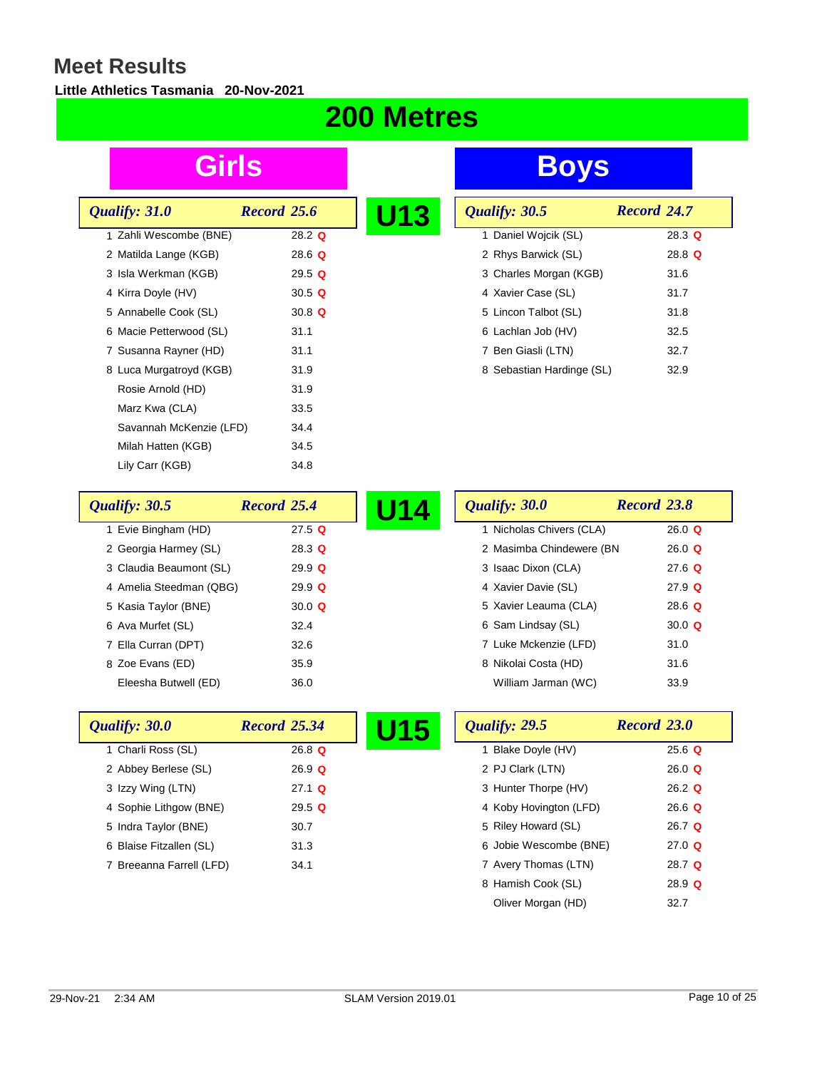# Meet Results

**Little Athletics Tasmania 20-Nov-2021**

## 200 Metres

### U13

#### Girls

*Qualify: 31.0* — *Record 25.6*

| Place | Name | Time | |
|---|---|---|---|
| 1 | Zahli Wescombe (BNE) | 28.2 | Q |
| 2 | Matilda Lange (KGB) | 28.6 | Q |
| 3 | Isla Werkman (KGB) | 29.5 | Q |
| 4 | Kirra Doyle (HV) | 30.5 | Q |
| 5 | Annabelle Cook (SL) | 30.8 | Q |
| 6 | Macie Petterwood (SL) | 31.1 | |
| 7 | Susanna Rayner (HD) | 31.1 | |
| 8 | Luca Murgatroyd (KGB) | 31.9 | |
| | Rosie Arnold (HD) | 31.9 | |
| | Marz Kwa (CLA) | 33.5 | |
| | Savannah McKenzie (LFD) | 34.4 | |
| | Milah Hatten (KGB) | 34.5 | |
| | Lily Carr (KGB) | 34.8 | |

#### Boys

*Qualify: 30.5* — *Record 24.7*

| Place | Name | Time | |
|---|---|---|---|
| 1 | Daniel Wojcik (SL) | 28.3 | Q |
| 2 | Rhys Barwick (SL) | 28.8 | Q |
| 3 | Charles Morgan (KGB) | 31.6 | |
| 4 | Xavier Case (SL) | 31.7 | |
| 5 | Lincon Talbot (SL) | 31.8 | |
| 6 | Lachlan Job (HV) | 32.5 | |
| 7 | Ben Giasli (LTN) | 32.7 | |
| 8 | Sebastian Hardinge (SL) | 32.9 | |

### U14

#### Girls

*Qualify: 30.5* — *Record 25.4*

| Place | Name | Time | |
|---|---|---|---|
| 1 | Evie Bingham (HD) | 27.5 | Q |
| 2 | Georgia Harmey (SL) | 28.3 | Q |
| 3 | Claudia Beaumont (SL) | 29.9 | Q |
| 4 | Amelia Steedman (QBG) | 29.9 | Q |
| 5 | Kasia Taylor (BNE) | 30.0 | Q |
| 6 | Ava Murfet (SL) | 32.4 | |
| 7 | Ella Curran (DPT) | 32.6 | |
| 8 | Zoe Evans (ED) | 35.9 | |
| | Eleesha Butwell (ED) | 36.0 | |

#### Boys

*Qualify: 30.0* — *Record 23.8*

| Place | Name | Time | |
|---|---|---|---|
| 1 | Nicholas Chivers (CLA) | 26.0 | Q |
| 2 | Masimba Chindewere (BN | 26.0 | Q |
| 3 | Isaac Dixon (CLA) | 27.6 | Q |
| 4 | Xavier Davie (SL) | 27.9 | Q |
| 5 | Xavier Leauma (CLA) | 28.6 | Q |
| 6 | Sam Lindsay (SL) | 30.0 | Q |
| 7 | Luke Mckenzie (LFD) | 31.0 | |
| 8 | Nikolai Costa (HD) | 31.6 | |
| | William Jarman (WC) | 33.9 | |

### U15

#### Girls

*Qualify: 30.0* — *Record 25.34*

| Place | Name | Time | |
|---|---|---|---|
| 1 | Charli Ross (SL) | 26.8 | Q |
| 2 | Abbey Berlese (SL) | 26.9 | Q |
| 3 | Izzy Wing (LTN) | 27.1 | Q |
| 4 | Sophie Lithgow (BNE) | 29.5 | Q |
| 5 | Indra Taylor (BNE) | 30.7 | |
| 6 | Blaise Fitzallen (SL) | 31.3 | |
| 7 | Breeanna Farrell (LFD) | 34.1 | |

#### Boys

*Qualify: 29.5* — *Record 23.0*

| Place | Name | Time | |
|---|---|---|---|
| 1 | Blake Doyle (HV) | 25.6 | Q |
| 2 | PJ Clark (LTN) | 26.0 | Q |
| 3 | Hunter Thorpe (HV) | 26.2 | Q |
| 4 | Koby Hovington (LFD) | 26.6 | Q |
| 5 | Riley Howard (SL) | 26.7 | Q |
| 6 | Jobie Wescombe (BNE) | 27.0 | Q |
| 7 | Avery Thomas (LTN) | 28.7 | Q |
| 8 | Hamish Cook (SL) | 28.9 | Q |
| | Oliver Morgan (HD) | 32.7 | |

29-Nov-21 2:34 AM — SLAM Version 2019.01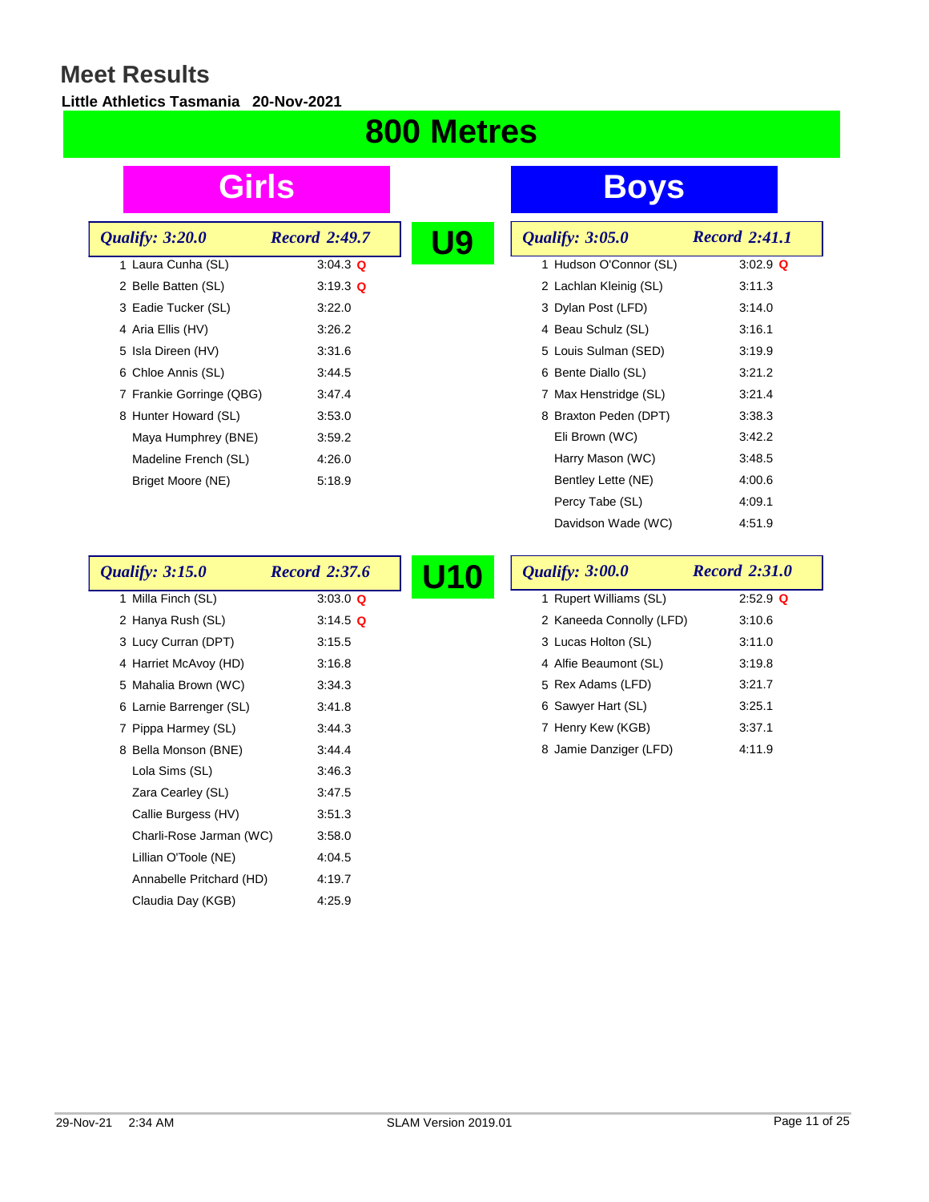# Meet Results

**Little Athletics Tasmania 20-Nov-2021**

## 800 Metres

### U9

#### Girls

*Qualify: 3:20.0* *Record 2:49.7*

| Place | Name | Time | |
|---|---|---|---|
| 1 | Laura Cunha (SL) | 3:04.3 | Q |
| 2 | Belle Batten (SL) | 3:19.3 | Q |
| 3 | Eadie Tucker (SL) | 3:22.0 | |
| 4 | Aria Ellis (HV) | 3:26.2 | |
| 5 | Isla Direen (HV) | 3:31.6 | |
| 6 | Chloe Annis (SL) | 3:44.5 | |
| 7 | Frankie Gorringe (QBG) | 3:47.4 | |
| 8 | Hunter Howard (SL) | 3:53.0 | |
| | Maya Humphrey (BNE) | 3:59.2 | |
| | Madeline French (SL) | 4:26.0 | |
| | Briget Moore (NE) | 5:18.9 | |

#### Boys

*Qualify: 3:05.0* *Record 2:41.1*

| Place | Name | Time | |
|---|---|---|---|
| 1 | Hudson O'Connor (SL) | 3:02.9 | Q |
| 2 | Lachlan Kleinig (SL) | 3:11.3 | |
| 3 | Dylan Post (LFD) | 3:14.0 | |
| 4 | Beau Schulz (SL) | 3:16.1 | |
| 5 | Louis Sulman (SED) | 3:19.9 | |
| 6 | Bente Diallo (SL) | 3:21.2 | |
| 7 | Max Henstridge (SL) | 3:21.4 | |
| 8 | Braxton Peden (DPT) | 3:38.3 | |
| | Eli Brown (WC) | 3:42.2 | |
| | Harry Mason (WC) | 3:48.5 | |
| | Bentley Lette (NE) | 4:00.6 | |
| | Percy Tabe (SL) | 4:09.1 | |
| | Davidson Wade (WC) | 4:51.9 | |

### U10

#### Girls

*Qualify: 3:15.0* *Record 2:37.6*

| Place | Name | Time | |
|---|---|---|---|
| 1 | Milla Finch (SL) | 3:03.0 | Q |
| 2 | Hanya Rush (SL) | 3:14.5 | Q |
| 3 | Lucy Curran (DPT) | 3:15.5 | |
| 4 | Harriet McAvoy (HD) | 3:16.8 | |
| 5 | Mahalia Brown (WC) | 3:34.3 | |
| 6 | Larnie Barrenger (SL) | 3:41.8 | |
| 7 | Pippa Harmey (SL) | 3:44.3 | |
| 8 | Bella Monson (BNE) | 3:44.4 | |
| | Lola Sims (SL) | 3:46.3 | |
| | Zara Cearley (SL) | 3:47.5 | |
| | Callie Burgess (HV) | 3:51.3 | |
| | Charli-Rose Jarman (WC) | 3:58.0 | |
| | Lillian O'Toole (NE) | 4:04.5 | |
| | Annabelle Pritchard (HD) | 4:19.7 | |
| | Claudia Day (KGB) | 4:25.9 | |

#### Boys

*Qualify: 3:00.0* *Record 2:31.0*

| Place | Name | Time | |
|---|---|---|---|
| 1 | Rupert Williams (SL) | 2:52.9 | Q |
| 2 | Kaneeda Connolly (LFD) | 3:10.6 | |
| 3 | Lucas Holton (SL) | 3:11.0 | |
| 4 | Alfie Beaumont (SL) | 3:19.8 | |
| 5 | Rex Adams (LFD) | 3:21.7 | |
| 6 | Sawyer Hart (SL) | 3:25.1 | |
| 7 | Henry Kew (KGB) | 3:37.1 | |
| 8 | Jamie Danziger (LFD) | 4:11.9 | |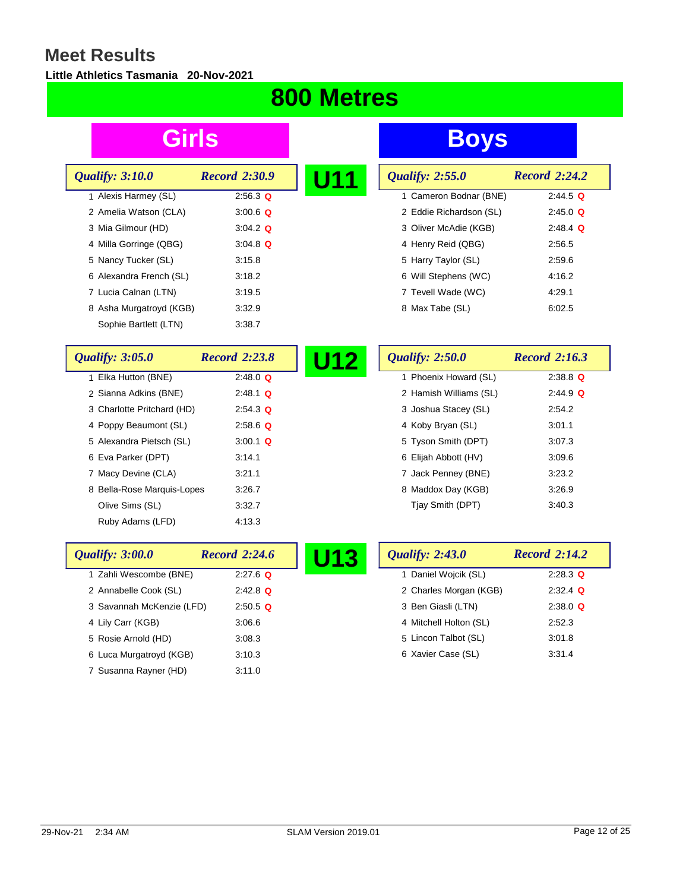# Meet Results

**Little Athletics Tasmania 20-Nov-2021**

## 800 Metres

### U11

**Girls** — *Qualify: 3:10.0* — *Record 2:30.9*

| Place | Name | Time | |
|---|---|---|---|
| 1 | Alexis Harmey (SL) | 2:56.3 | Q |
| 2 | Amelia Watson (CLA) | 3:00.6 | Q |
| 3 | Mia Gilmour (HD) | 3:04.2 | Q |
| 4 | Milla Gorringe (QBG) | 3:04.8 | Q |
| 5 | Nancy Tucker (SL) | 3:15.8 | |
| 6 | Alexandra French (SL) | 3:18.2 | |
| 7 | Lucia Calnan (LTN) | 3:19.5 | |
| 8 | Asha Murgatroyd (KGB) | 3:32.9 | |
| | Sophie Bartlett (LTN) | 3:38.7 | |

**Boys** — *Qualify: 2:55.0* — *Record 2:24.2*

| Place | Name | Time | |
|---|---|---|---|
| 1 | Cameron Bodnar (BNE) | 2:44.5 | Q |
| 2 | Eddie Richardson (SL) | 2:45.0 | Q |
| 3 | Oliver McAdie (KGB) | 2:48.4 | Q |
| 4 | Henry Reid (QBG) | 2:56.5 | |
| 5 | Harry Taylor (SL) | 2:59.6 | |
| 6 | Will Stephens (WC) | 4:16.2 | |
| 7 | Tevell Wade (WC) | 4:29.1 | |
| 8 | Max Tabe (SL) | 6:02.5 | |

### U12

**Girls** — *Qualify: 3:05.0* — *Record 2:23.8*

| Place | Name | Time | |
|---|---|---|---|
| 1 | Elka Hutton (BNE) | 2:48.0 | Q |
| 2 | Sianna Adkins (BNE) | 2:48.1 | Q |
| 3 | Charlotte Pritchard (HD) | 2:54.3 | Q |
| 4 | Poppy Beaumont (SL) | 2:58.6 | Q |
| 5 | Alexandra Pietsch (SL) | 3:00.1 | Q |
| 6 | Eva Parker (DPT) | 3:14.1 | |
| 7 | Macy Devine (CLA) | 3:21.1 | |
| 8 | Bella-Rose Marquis-Lopes | 3:26.7 | |
| | Olive Sims (SL) | 3:32.7 | |
| | Ruby Adams (LFD) | 4:13.3 | |

**Boys** — *Qualify: 2:50.0* — *Record 2:16.3*

| Place | Name | Time | |
|---|---|---|---|
| 1 | Phoenix Howard (SL) | 2:38.8 | Q |
| 2 | Hamish Williams (SL) | 2:44.9 | Q |
| 3 | Joshua Stacey (SL) | 2:54.2 | |
| 4 | Koby Bryan (SL) | 3:01.1 | |
| 5 | Tyson Smith (DPT) | 3:07.3 | |
| 6 | Elijah Abbott (HV) | 3:09.6 | |
| 7 | Jack Penney (BNE) | 3:23.2 | |
| 8 | Maddox Day (KGB) | 3:26.9 | |
| | Tjay Smith (DPT) | 3:40.3 | |

### U13

**Girls** — *Qualify: 3:00.0* — *Record 2:24.6*

| Place | Name | Time | |
|---|---|---|---|
| 1 | Zahli Wescombe (BNE) | 2:27.6 | Q |
| 2 | Annabelle Cook (SL) | 2:42.8 | Q |
| 3 | Savannah McKenzie (LFD) | 2:50.5 | Q |
| 4 | Lily Carr (KGB) | 3:06.6 | |
| 5 | Rosie Arnold (HD) | 3:08.3 | |
| 6 | Luca Murgatroyd (KGB) | 3:10.3 | |
| 7 | Susanna Rayner (HD) | 3:11.0 | |

**Boys** — *Qualify: 2:43.0* — *Record 2:14.2*

| Place | Name | Time | |
|---|---|---|---|
| 1 | Daniel Wojcik (SL) | 2:28.3 | Q |
| 2 | Charles Morgan (KGB) | 2:32.4 | Q |
| 3 | Ben Giasli (LTN) | 2:38.0 | Q |
| 4 | Mitchell Holton (SL) | 2:52.3 | |
| 5 | Lincon Talbot (SL) | 3:01.8 | |
| 6 | Xavier Case (SL) | 3:31.4 | |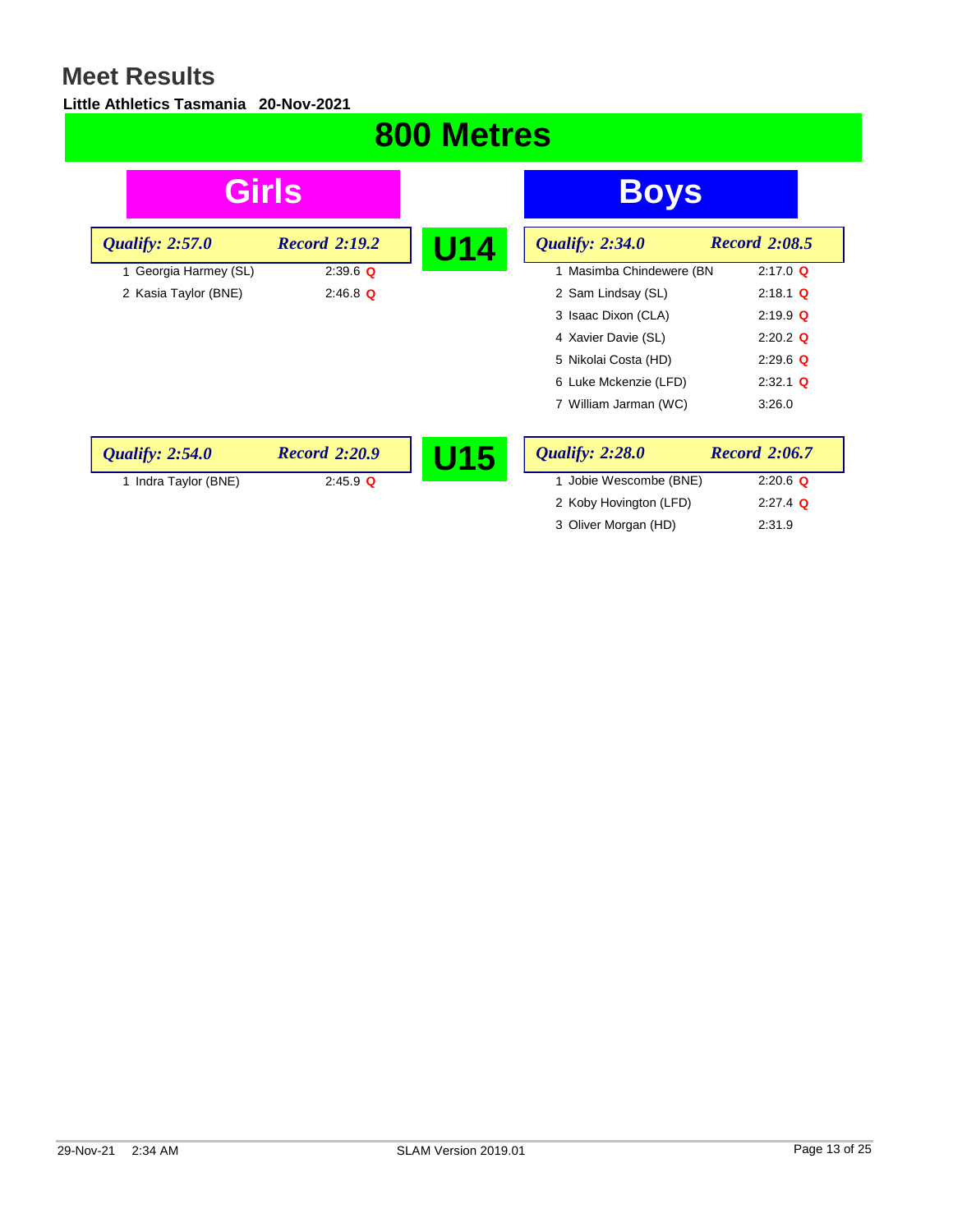# Meet Results

**Little Athletics Tasmania 20-Nov-2021**

## 800 Metres

### U14

**Girls** — *Qualify: 2:57.0* — *Record 2:19.2*

| Place | Name | Time | |
|---|---|---|---|
| 1 | Georgia Harmey (SL) | 2:39.6 | Q |
| 2 | Kasia Taylor (BNE) | 2:46.8 | Q |

**Boys** — *Qualify: 2:34.0* — *Record 2:08.5*

| Place | Name | Time | |
|---|---|---|---|
| 1 | Masimba Chindewere (BN | 2:17.0 | Q |
| 2 | Sam Lindsay (SL) | 2:18.1 | Q |
| 3 | Isaac Dixon (CLA) | 2:19.9 | Q |
| 4 | Xavier Davie (SL) | 2:20.2 | Q |
| 5 | Nikolai Costa (HD) | 2:29.6 | Q |
| 6 | Luke Mckenzie (LFD) | 2:32.1 | Q |
| 7 | William Jarman (WC) | 3:26.0 | |

### U15

**Girls** — *Qualify: 2:54.0* — *Record 2:20.9*

| Place | Name | Time | |
|---|---|---|---|
| 1 | Indra Taylor (BNE) | 2:45.9 | Q |

**Boys** — *Qualify: 2:28.0* — *Record 2:06.7*

| Place | Name | Time | |
|---|---|---|---|
| 1 | Jobie Wescombe (BNE) | 2:20.6 | Q |
| 2 | Koby Hovington (LFD) | 2:27.4 | Q |
| 3 | Oliver Morgan (HD) | 2:31.9 | |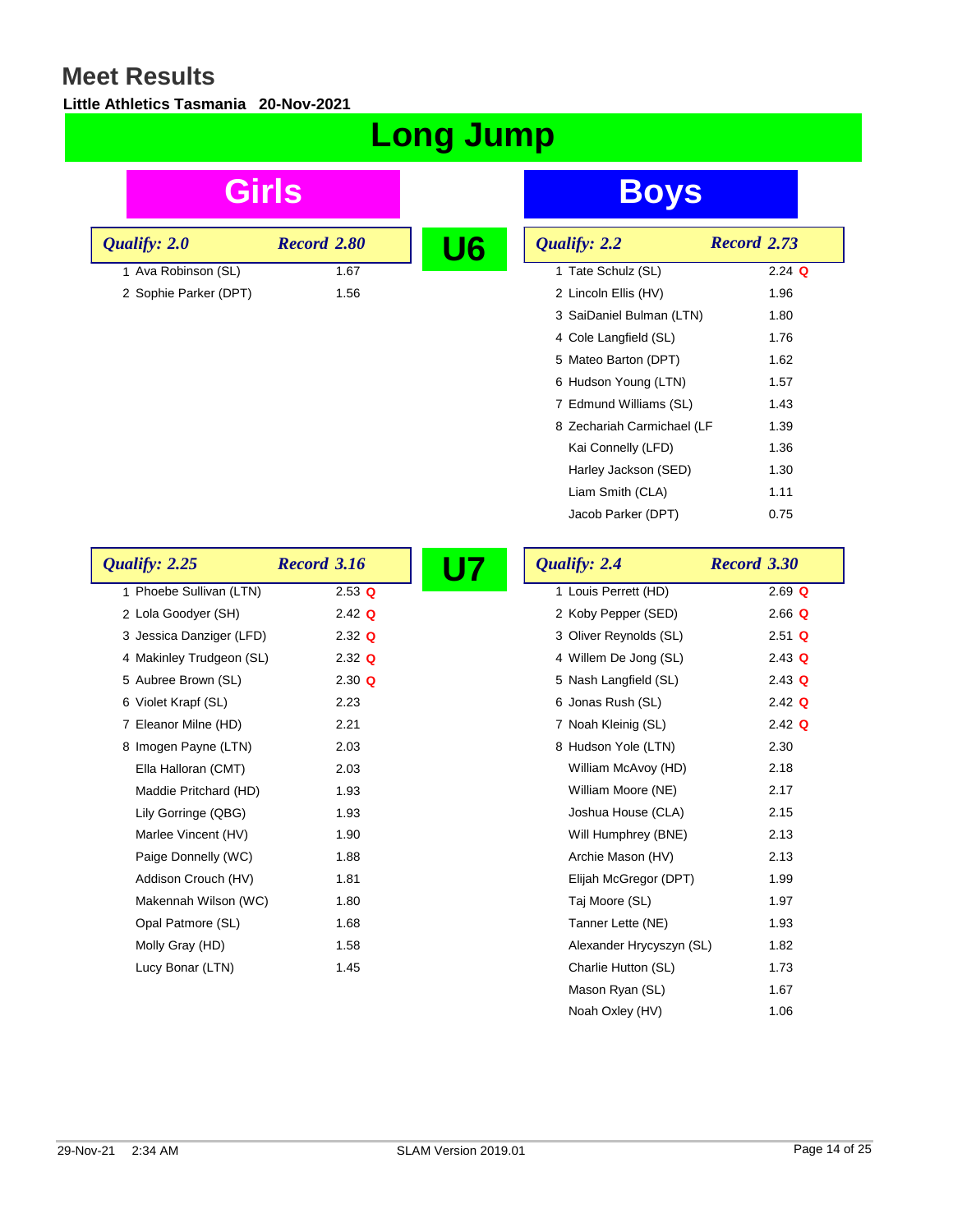# Meet Results

**Little Athletics Tasmania 20-Nov-2021**

## Long Jump

### U6

#### Girls

*Qualify: 2.0* *Record 2.80*

| Place | Name | Result | |
|---|---|---|---|
| 1 | Ava Robinson (SL) | 1.67 | |
| 2 | Sophie Parker (DPT) | 1.56 | |

#### Boys

*Qualify: 2.2* *Record 2.73*

| Place | Name | Result | |
|---|---|---|---|
| 1 | Tate Schulz (SL) | 2.24 | Q |
| 2 | Lincoln Ellis (HV) | 1.96 | |
| 3 | SaiDaniel Bulman (LTN) | 1.80 | |
| 4 | Cole Langfield (SL) | 1.76 | |
| 5 | Mateo Barton (DPT) | 1.62 | |
| 6 | Hudson Young (LTN) | 1.57 | |
| 7 | Edmund Williams (SL) | 1.43 | |
| 8 | Zechariah Carmichael (LF | 1.39 | |
| | Kai Connelly (LFD) | 1.36 | |
| | Harley Jackson (SED) | 1.30 | |
| | Liam Smith (CLA) | 1.11 | |
| | Jacob Parker (DPT) | 0.75 | |

### U7

#### Girls

*Qualify: 2.25* *Record 3.16*

| Place | Name | Result | |
|---|---|---|---|
| 1 | Phoebe Sullivan (LTN) | 2.53 | Q |
| 2 | Lola Goodyer (SH) | 2.42 | Q |
| 3 | Jessica Danziger (LFD) | 2.32 | Q |
| 4 | Makinley Trudgeon (SL) | 2.32 | Q |
| 5 | Aubree Brown (SL) | 2.30 | Q |
| 6 | Violet Krapf (SL) | 2.23 | |
| 7 | Eleanor Milne (HD) | 2.21 | |
| 8 | Imogen Payne (LTN) | 2.03 | |
| | Ella Halloran (CMT) | 2.03 | |
| | Maddie Pritchard (HD) | 1.93 | |
| | Lily Gorringe (QBG) | 1.93 | |
| | Marlee Vincent (HV) | 1.90 | |
| | Paige Donnelly (WC) | 1.88 | |
| | Addison Crouch (HV) | 1.81 | |
| | Makennah Wilson (WC) | 1.80 | |
| | Opal Patmore (SL) | 1.68 | |
| | Molly Gray (HD) | 1.58 | |
| | Lucy Bonar (LTN) | 1.45 | |

#### Boys

*Qualify: 2.4* *Record 3.30*

| Place | Name | Result | |
|---|---|---|---|
| 1 | Louis Perrett (HD) | 2.69 | Q |
| 2 | Koby Pepper (SED) | 2.66 | Q |
| 3 | Oliver Reynolds (SL) | 2.51 | Q |
| 4 | Willem De Jong (SL) | 2.43 | Q |
| 5 | Nash Langfield (SL) | 2.43 | Q |
| 6 | Jonas Rush (SL) | 2.42 | Q |
| 7 | Noah Kleinig (SL) | 2.42 | Q |
| 8 | Hudson Yole (LTN) | 2.30 | |
| | William McAvoy (HD) | 2.18 | |
| | William Moore (NE) | 2.17 | |
| | Joshua House (CLA) | 2.15 | |
| | Will Humphrey (BNE) | 2.13 | |
| | Archie Mason (HV) | 2.13 | |
| | Elijah McGregor (DPT) | 1.99 | |
| | Taj Moore (SL) | 1.97 | |
| | Tanner Lette (NE) | 1.93 | |
| | Alexander Hrycyszyn (SL) | 1.82 | |
| | Charlie Hutton (SL) | 1.73 | |
| | Mason Ryan (SL) | 1.67 | |
| | Noah Oxley (HV) | 1.06 | |

29-Nov-21 2:34 AM SLAM Version 2019.01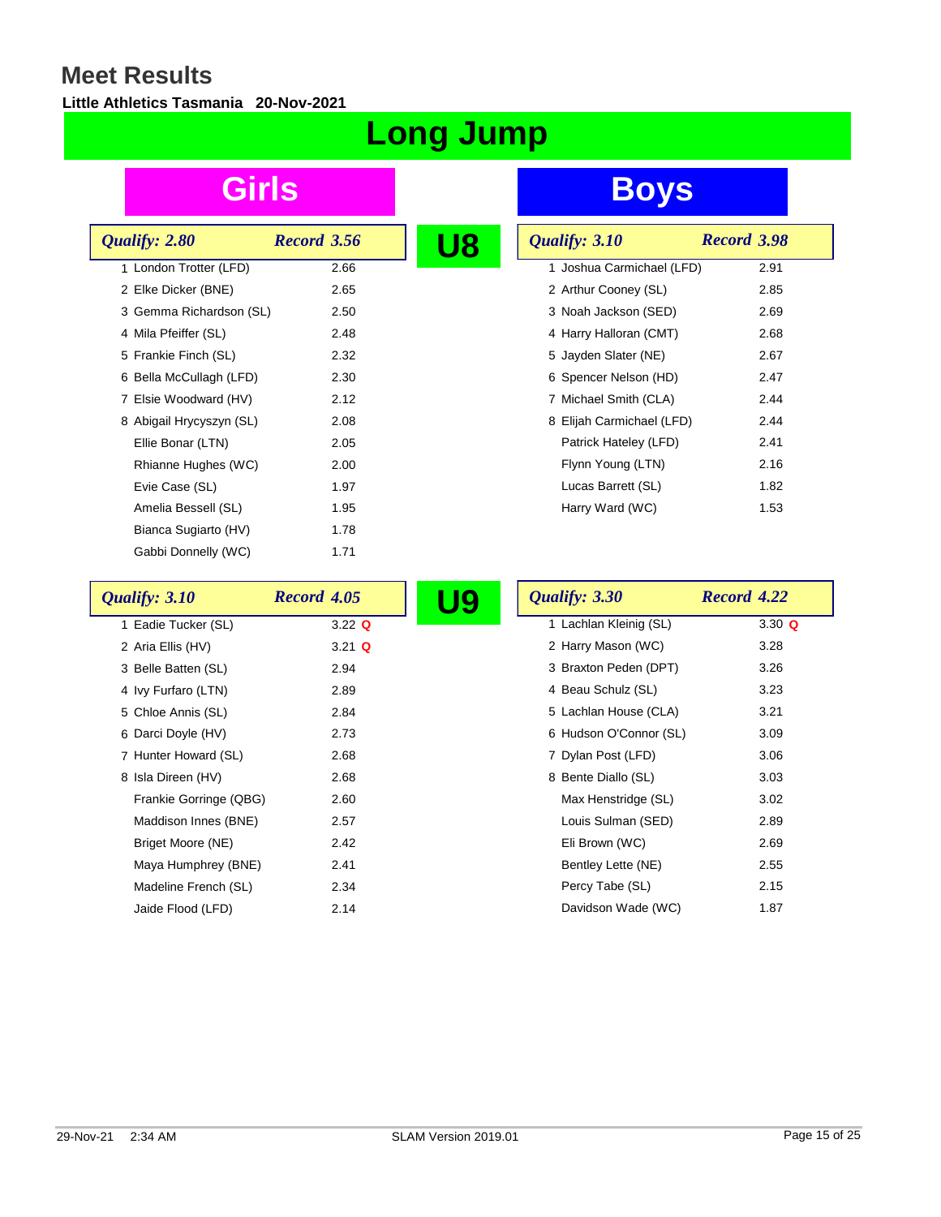# Meet Results

**Little Athletics Tasmania 20-Nov-2021**

## Long Jump

### U8

#### Girls

*Qualify: 2.80* *Record 3.56*

| Place | Name | Result |
|---|---|---|
| 1 | London Trotter (LFD) | 2.66 |
| 2 | Elke Dicker (BNE) | 2.65 |
| 3 | Gemma Richardson (SL) | 2.50 |
| 4 | Mila Pfeiffer (SL) | 2.48 |
| 5 | Frankie Finch (SL) | 2.32 |
| 6 | Bella McCullagh (LFD) | 2.30 |
| 7 | Elsie Woodward (HV) | 2.12 |
| 8 | Abigail Hrycyszyn (SL) | 2.08 |
| | Ellie Bonar (LTN) | 2.05 |
| | Rhianne Hughes (WC) | 2.00 |
| | Evie Case (SL) | 1.97 |
| | Amelia Bessell (SL) | 1.95 |
| | Bianca Sugiarto (HV) | 1.78 |
| | Gabbi Donnelly (WC) | 1.71 |

#### Boys

*Qualify: 3.10* *Record 3.98*

| Place | Name | Result |
|---|---|---|
| 1 | Joshua Carmichael (LFD) | 2.91 |
| 2 | Arthur Cooney (SL) | 2.85 |
| 3 | Noah Jackson (SED) | 2.69 |
| 4 | Harry Halloran (CMT) | 2.68 |
| 5 | Jayden Slater (NE) | 2.67 |
| 6 | Spencer Nelson (HD) | 2.47 |
| 7 | Michael Smith (CLA) | 2.44 |
| 8 | Elijah Carmichael (LFD) | 2.44 |
| | Patrick Hateley (LFD) | 2.41 |
| | Flynn Young (LTN) | 2.16 |
| | Lucas Barrett (SL) | 1.82 |
| | Harry Ward (WC) | 1.53 |

### U9

#### Girls

*Qualify: 3.10* *Record 4.05*

| Place | Name | Result |
|---|---|---|
| 1 | Eadie Tucker (SL) | 3.22 Q |
| 2 | Aria Ellis (HV) | 3.21 Q |
| 3 | Belle Batten (SL) | 2.94 |
| 4 | Ivy Furfaro (LTN) | 2.89 |
| 5 | Chloe Annis (SL) | 2.84 |
| 6 | Darci Doyle (HV) | 2.73 |
| 7 | Hunter Howard (SL) | 2.68 |
| 8 | Isla Direen (HV) | 2.68 |
| | Frankie Gorringe (QBG) | 2.60 |
| | Maddison Innes (BNE) | 2.57 |
| | Briget Moore (NE) | 2.42 |
| | Maya Humphrey (BNE) | 2.41 |
| | Madeline French (SL) | 2.34 |
| | Jaide Flood (LFD) | 2.14 |

#### Boys

*Qualify: 3.30* *Record 4.22*

| Place | Name | Result |
|---|---|---|
| 1 | Lachlan Kleinig (SL) | 3.30 Q |
| 2 | Harry Mason (WC) | 3.28 |
| 3 | Braxton Peden (DPT) | 3.26 |
| 4 | Beau Schulz (SL) | 3.23 |
| 5 | Lachlan House (CLA) | 3.21 |
| 6 | Hudson O'Connor (SL) | 3.09 |
| 7 | Dylan Post (LFD) | 3.06 |
| 8 | Bente Diallo (SL) | 3.03 |
| | Max Henstridge (SL) | 3.02 |
| | Louis Sulman (SED) | 2.89 |
| | Eli Brown (WC) | 2.69 |
| | Bentley Lette (NE) | 2.55 |
| | Percy Tabe (SL) | 2.15 |
| | Davidson Wade (WC) | 1.87 |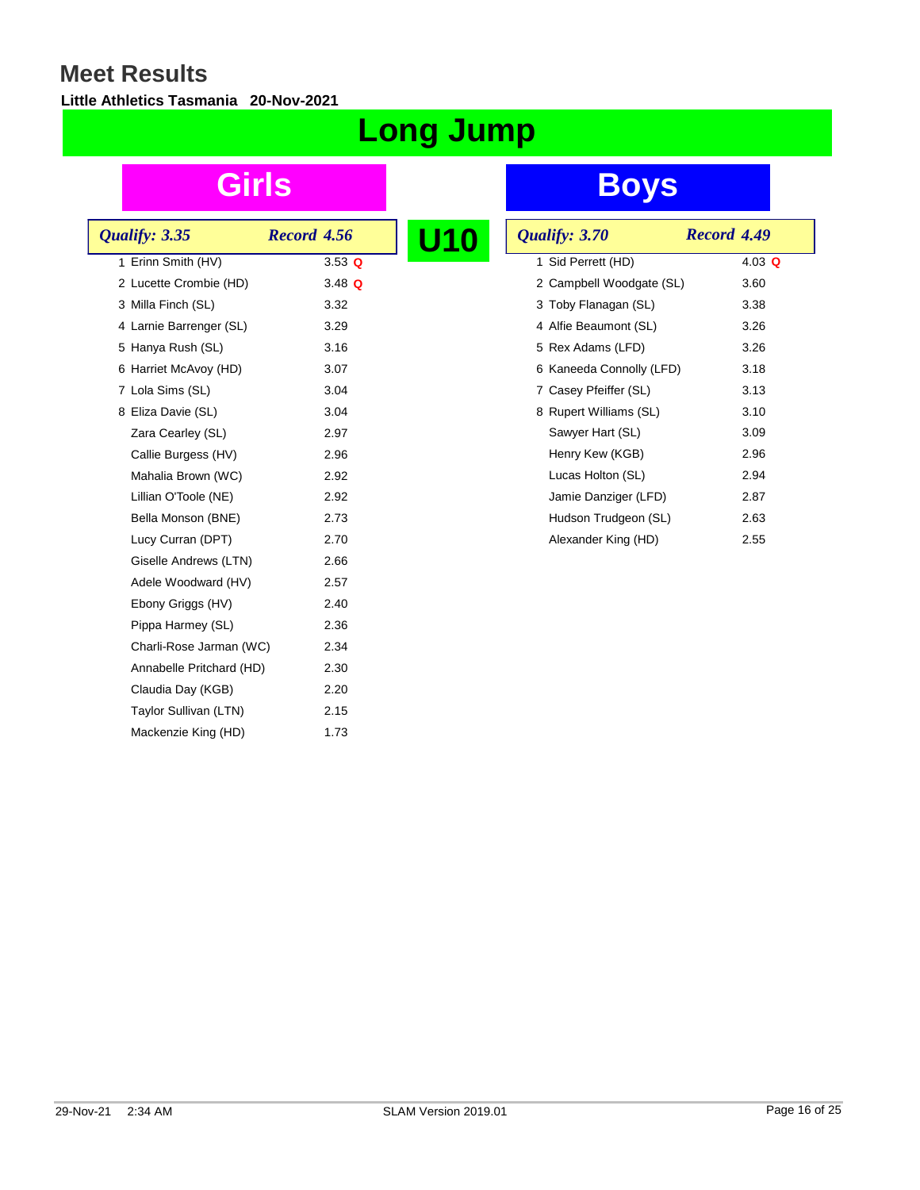# Meet Results

**Little Athletics Tasmania 20-Nov-2021**

## Long Jump

### U10

### Girls

*Qualify: 3.35* *Record 4.56*

| Place | Name | Result | |
|---|---|---|---|
| 1 | Erinn Smith (HV) | 3.53 | Q |
| 2 | Lucette Crombie (HD) | 3.48 | Q |
| 3 | Milla Finch (SL) | 3.32 | |
| 4 | Larnie Barrenger (SL) | 3.29 | |
| 5 | Hanya Rush (SL) | 3.16 | |
| 6 | Harriet McAvoy (HD) | 3.07 | |
| 7 | Lola Sims (SL) | 3.04 | |
| 8 | Eliza Davie (SL) | 3.04 | |
| | Zara Cearley (SL) | 2.97 | |
| | Callie Burgess (HV) | 2.96 | |
| | Mahalia Brown (WC) | 2.92 | |
| | Lillian O'Toole (NE) | 2.92 | |
| | Bella Monson (BNE) | 2.73 | |
| | Lucy Curran (DPT) | 2.70 | |
| | Giselle Andrews (LTN) | 2.66 | |
| | Adele Woodward (HV) | 2.57 | |
| | Ebony Griggs (HV) | 2.40 | |
| | Pippa Harmey (SL) | 2.36 | |
| | Charli-Rose Jarman (WC) | 2.34 | |
| | Annabelle Pritchard (HD) | 2.30 | |
| | Claudia Day (KGB) | 2.20 | |
| | Taylor Sullivan (LTN) | 2.15 | |
| | Mackenzie King (HD) | 1.73 | |

### Boys

*Qualify: 3.70* *Record 4.49*

| Place | Name | Result | |
|---|---|---|---|
| 1 | Sid Perrett (HD) | 4.03 | Q |
| 2 | Campbell Woodgate (SL) | 3.60 | |
| 3 | Toby Flanagan (SL) | 3.38 | |
| 4 | Alfie Beaumont (SL) | 3.26 | |
| 5 | Rex Adams (LFD) | 3.26 | |
| 6 | Kaneeda Connolly (LFD) | 3.18 | |
| 7 | Casey Pfeiffer (SL) | 3.13 | |
| 8 | Rupert Williams (SL) | 3.10 | |
| | Sawyer Hart (SL) | 3.09 | |
| | Henry Kew (KGB) | 2.96 | |
| | Lucas Holton (SL) | 2.94 | |
| | Jamie Danziger (LFD) | 2.87 | |
| | Hudson Trudgeon (SL) | 2.63 | |
| | Alexander King (HD) | 2.55 | |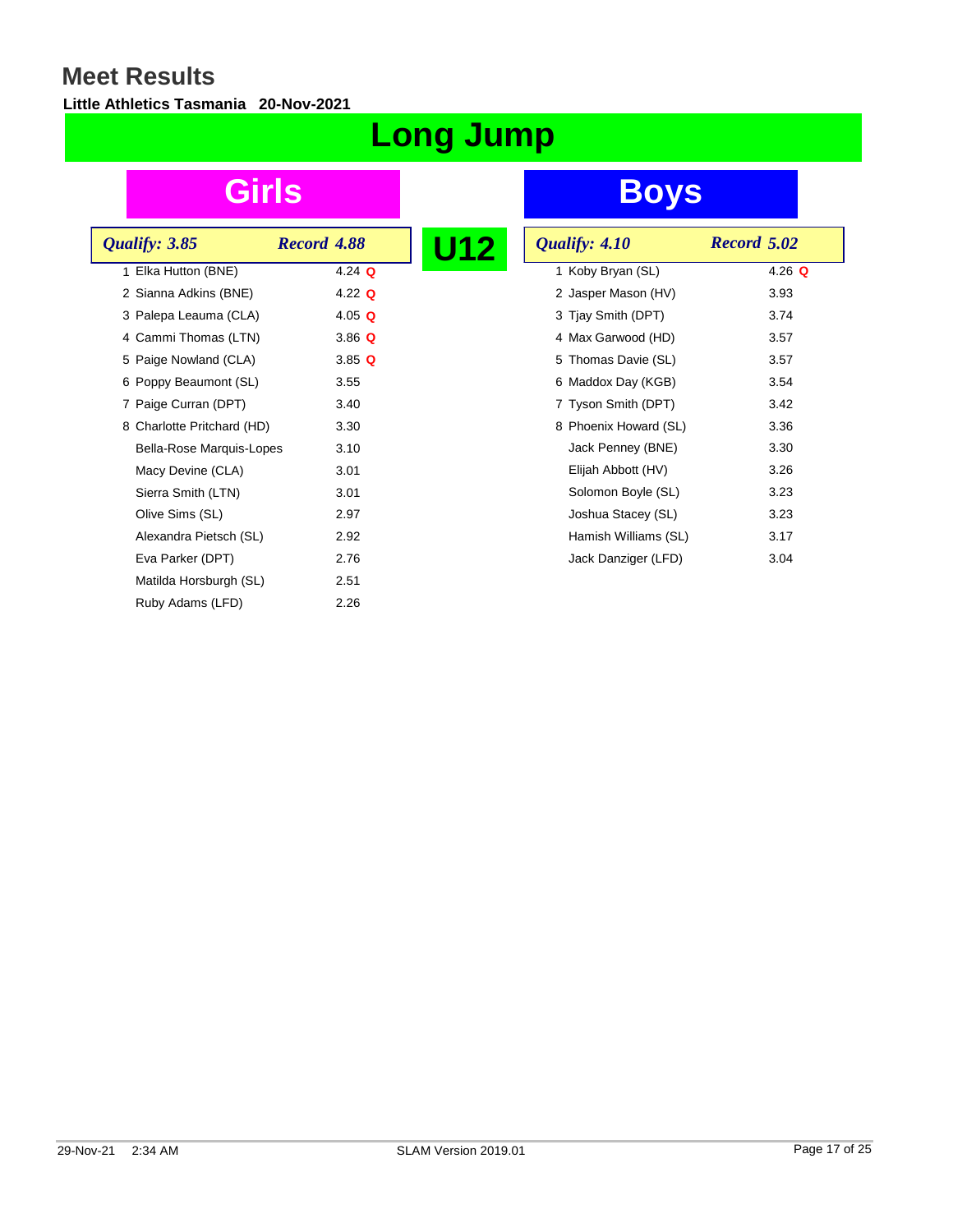# Meet Results

**Little Athletics Tasmania 20-Nov-2021**

## Long Jump

## U12

### Girls

*Qualify: 3.85* *Record 4.88*

| Place | Name | Result | Q |
|---|---|---|---|
| 1 | Elka Hutton (BNE) | 4.24 | Q |
| 2 | Sianna Adkins (BNE) | 4.22 | Q |
| 3 | Palepa Leauma (CLA) | 4.05 | Q |
| 4 | Cammi Thomas (LTN) | 3.86 | Q |
| 5 | Paige Nowland (CLA) | 3.85 | Q |
| 6 | Poppy Beaumont (SL) | 3.55 | |
| 7 | Paige Curran (DPT) | 3.40 | |
| 8 | Charlotte Pritchard (HD) | 3.30 | |
| | Bella-Rose Marquis-Lopes | 3.10 | |
| | Macy Devine (CLA) | 3.01 | |
| | Sierra Smith (LTN) | 3.01 | |
| | Olive Sims (SL) | 2.97 | |
| | Alexandra Pietsch (SL) | 2.92 | |
| | Eva Parker (DPT) | 2.76 | |
| | Matilda Horsburgh (SL) | 2.51 | |
| | Ruby Adams (LFD) | 2.26 | |

### Boys

*Qualify: 4.10* *Record 5.02*

| Place | Name | Result | Q |
|---|---|---|---|
| 1 | Koby Bryan (SL) | 4.26 | Q |
| 2 | Jasper Mason (HV) | 3.93 | |
| 3 | Tjay Smith (DPT) | 3.74 | |
| 4 | Max Garwood (HD) | 3.57 | |
| 5 | Thomas Davie (SL) | 3.57 | |
| 6 | Maddox Day (KGB) | 3.54 | |
| 7 | Tyson Smith (DPT) | 3.42 | |
| 8 | Phoenix Howard (SL) | 3.36 | |
| | Jack Penney (BNE) | 3.30 | |
| | Elijah Abbott (HV) | 3.26 | |
| | Solomon Boyle (SL) | 3.23 | |
| | Joshua Stacey (SL) | 3.23 | |
| | Hamish Williams (SL) | 3.17 | |
| | Jack Danziger (LFD) | 3.04 | |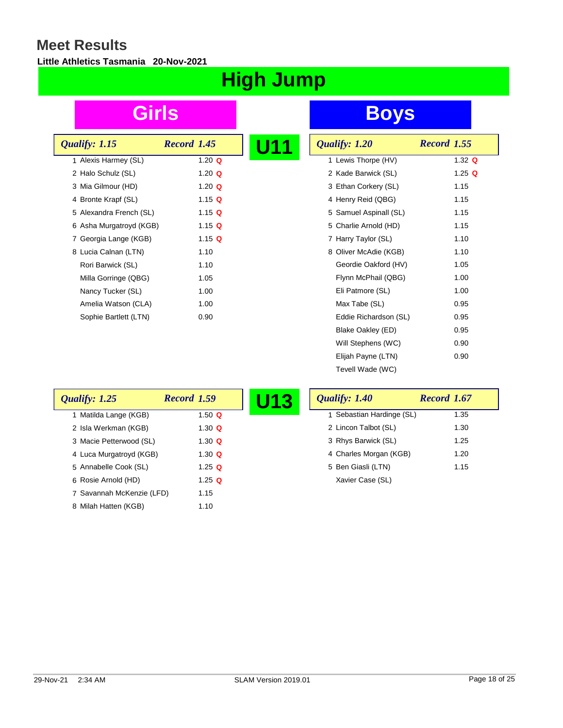# Meet Results

**Little Athletics Tasmania 20-Nov-2021**

## High Jump

### U11

#### Girls

*Qualify: 1.15* *Record 1.45*

| Place | Name | Result | |
|---|---|---|---|
| 1 | Alexis Harmey (SL) | 1.20 | Q |
| 2 | Halo Schulz (SL) | 1.20 | Q |
| 3 | Mia Gilmour (HD) | 1.20 | Q |
| 4 | Bronte Krapf (SL) | 1.15 | Q |
| 5 | Alexandra French (SL) | 1.15 | Q |
| 6 | Asha Murgatroyd (KGB) | 1.15 | Q |
| 7 | Georgia Lange (KGB) | 1.15 | Q |
| 8 | Lucia Calnan (LTN) | 1.10 | |
| | Rori Barwick (SL) | 1.10 | |
| | Milla Gorringe (QBG) | 1.05 | |
| | Nancy Tucker (SL) | 1.00 | |
| | Amelia Watson (CLA) | 1.00 | |
| | Sophie Bartlett (LTN) | 0.90 | |

#### Boys

*Qualify: 1.20* *Record 1.55*

| Place | Name | Result | |
|---|---|---|---|
| 1 | Lewis Thorpe (HV) | 1.32 | Q |
| 2 | Kade Barwick (SL) | 1.25 | Q |
| 3 | Ethan Corkery (SL) | 1.15 | |
| 4 | Henry Reid (QBG) | 1.15 | |
| 5 | Samuel Aspinall (SL) | 1.15 | |
| 5 | Charlie Arnold (HD) | 1.15 | |
| 7 | Harry Taylor (SL) | 1.10 | |
| 8 | Oliver McAdie (KGB) | 1.10 | |
| | Geordie Oakford (HV) | 1.05 | |
| | Flynn McPhail (QBG) | 1.00 | |
| | Eli Patmore (SL) | 1.00 | |
| | Max Tabe (SL) | 0.95 | |
| | Eddie Richardson (SL) | 0.95 | |
| | Blake Oakley (ED) | 0.95 | |
| | Will Stephens (WC) | 0.90 | |
| | Elijah Payne (LTN) | 0.90 | |
| | Tevell Wade (WC) | | |

### U13

#### Girls

*Qualify: 1.25* *Record 1.59*

| Place | Name | Result | |
|---|---|---|---|
| 1 | Matilda Lange (KGB) | 1.50 | Q |
| 2 | Isla Werkman (KGB) | 1.30 | Q |
| 3 | Macie Petterwood (SL) | 1.30 | Q |
| 4 | Luca Murgatroyd (KGB) | 1.30 | Q |
| 5 | Annabelle Cook (SL) | 1.25 | Q |
| 6 | Rosie Arnold (HD) | 1.25 | Q |
| 7 | Savannah McKenzie (LFD) | 1.15 | |
| 8 | Milah Hatten (KGB) | 1.10 | |

#### Boys

*Qualify: 1.40* *Record 1.67*

| Place | Name | Result |
|---|---|---|
| 1 | Sebastian Harding (SL) | 1.35 |
| 2 | Lincon Talbot (SL) | 1.30 |
| 3 | Rhys Barwick (SL) | 1.25 |
| 4 | Charles Morgan (KGB) | 1.20 |
| 5 | Ben Giasli (LTN) | 1.15 |
| | Xavier Case (SL) | |

29-Nov-21 2:34 AM SLAM Version 2019.01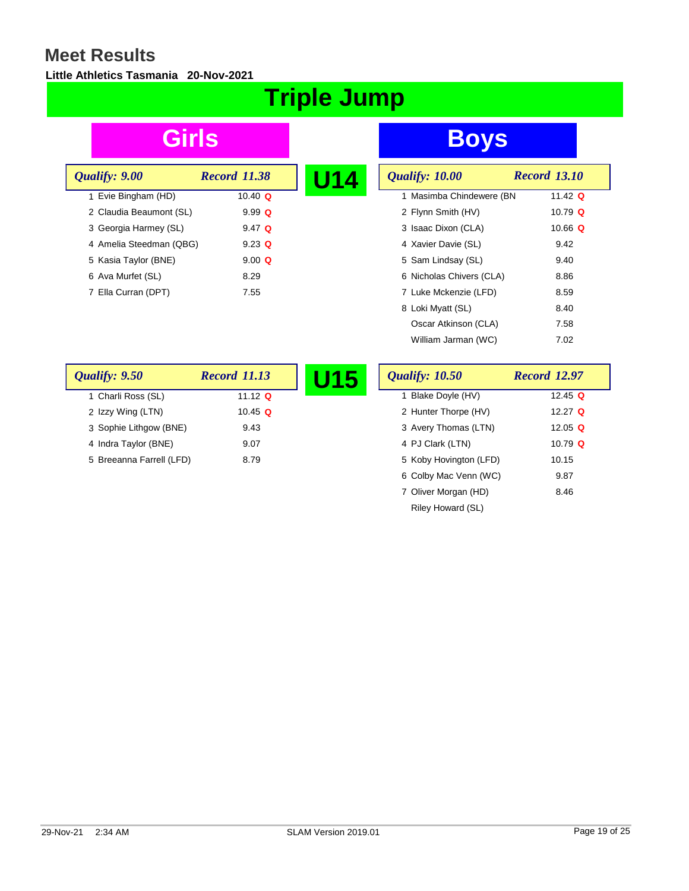# Meet Results

**Little Athletics Tasmania 20-Nov-2021**

# Triple Jump

## U14

### Girls

*Qualify: 9.00* *Record 11.38*

| Place | Name | Result | |
|---|---|---|---|
| 1 | Evie Bingham (HD) | 10.40 | Q |
| 2 | Claudia Beaumont (SL) | 9.99 | Q |
| 3 | Georgia Harmey (SL) | 9.47 | Q |
| 4 | Amelia Steedman (QBG) | 9.23 | Q |
| 5 | Kasia Taylor (BNE) | 9.00 | Q |
| 6 | Ava Murfet (SL) | 8.29 | |
| 7 | Ella Curran (DPT) | 7.55 | |

### Boys

*Qualify: 10.00* *Record 13.10*

| Place | Name | Result | |
|---|---|---|---|
| 1 | Masimba Chindewere (BN | 11.42 | Q |
| 2 | Flynn Smith (HV) | 10.79 | Q |
| 3 | Isaac Dixon (CLA) | 10.66 | Q |
| 4 | Xavier Davie (SL) | 9.42 | |
| 5 | Sam Lindsay (SL) | 9.40 | |
| 6 | Nicholas Chivers (CLA) | 8.86 | |
| 7 | Luke Mckenzie (LFD) | 8.59 | |
| 8 | Loki Myatt (SL) | 8.40 | |
| | Oscar Atkinson (CLA) | 7.58 | |
| | William Jarman (WC) | 7.02 | |

## U15

### Girls

*Qualify: 9.50* *Record 11.13*

| Place | Name | Result | |
|---|---|---|---|
| 1 | Charli Ross (SL) | 11.12 | Q |
| 2 | Izzy Wing (LTN) | 10.45 | Q |
| 3 | Sophie Lithgow (BNE) | 9.43 | |
| 4 | Indra Taylor (BNE) | 9.07 | |
| 5 | Breeanna Farrell (LFD) | 8.79 | |

### Boys

*Qualify: 10.50* *Record 12.97*

| Place | Name | Result | |
|---|---|---|---|
| 1 | Blake Doyle (HV) | 12.45 | Q |
| 2 | Hunter Thorpe (HV) | 12.27 | Q |
| 3 | Avery Thomas (LTN) | 12.05 | Q |
| 4 | PJ Clark (LTN) | 10.79 | Q |
| 5 | Koby Hovington (LFD) | 10.15 | |
| 6 | Colby Mac Venn (WC) | 9.87 | |
| 7 | Oliver Morgan (HD) | 8.46 | |
| | Riley Howard (SL) | | |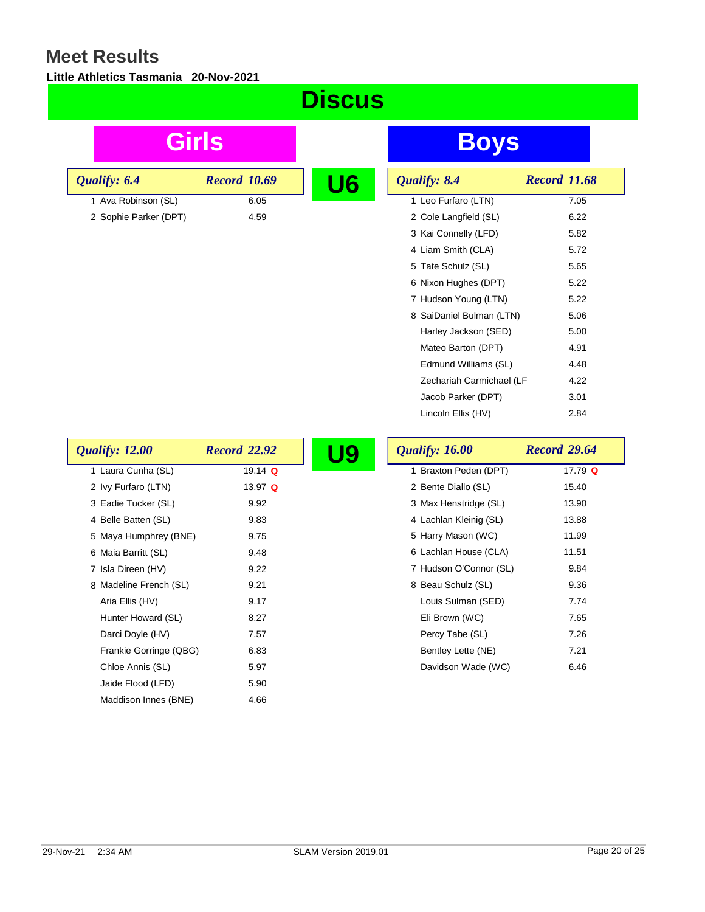# Meet Results

**Little Athletics Tasmania 20-Nov-2021**

## Discus

### U6

#### Girls

*Qualify: 6.4* *Record 10.69*

| Place | Name | Result |
|---|---|---|
| 1 | Ava Robinson (SL) | 6.05 |
| 2 | Sophie Parker (DPT) | 4.59 |

#### Boys

*Qualify: 8.4* *Record 11.68*

| Place | Name | Result |
|---|---|---|
| 1 | Leo Furfaro (LTN) | 7.05 |
| 2 | Cole Langfield (SL) | 6.22 |
| 3 | Kai Connelly (LFD) | 5.82 |
| 4 | Liam Smith (CLA) | 5.72 |
| 5 | Tate Schulz (SL) | 5.65 |
| 6 | Nixon Hughes (DPT) | 5.22 |
| 7 | Hudson Young (LTN) | 5.22 |
| 8 | SaiDaniel Bulman (LTN) | 5.06 |
| | Harley Jackson (SED) | 5.00 |
| | Mateo Barton (DPT) | 4.91 |
| | Edmund Williams (SL) | 4.48 |
| | Zechariah Carmichael (LF | 4.22 |
| | Jacob Parker (DPT) | 3.01 |
| | Lincoln Ellis (HV) | 2.84 |

### U9

#### Girls

*Qualify: 12.00* *Record 22.92*

| Place | Name | Result |
|---|---|---|
| 1 | Laura Cunha (SL) | 19.14 Q |
| 2 | Ivy Furfaro (LTN) | 13.97 Q |
| 3 | Eadie Tucker (SL) | 9.92 |
| 4 | Belle Batten (SL) | 9.83 |
| 5 | Maya Humphrey (BNE) | 9.75 |
| 6 | Maia Barritt (SL) | 9.48 |
| 7 | Isla Direen (HV) | 9.22 |
| 8 | Madeline French (SL) | 9.21 |
| | Aria Ellis (HV) | 9.17 |
| | Hunter Howard (SL) | 8.27 |
| | Darci Doyle (HV) | 7.57 |
| | Frankie Gorringe (QBG) | 6.83 |
| | Chloe Annis (SL) | 5.97 |
| | Jaide Flood (LFD) | 5.90 |
| | Maddison Innes (BNE) | 4.66 |

#### Boys

*Qualify: 16.00* *Record 29.64*

| Place | Name | Result |
|---|---|---|
| 1 | Braxton Peden (DPT) | 17.79 Q |
| 2 | Bente Diallo (SL) | 15.40 |
| 3 | Max Henstridge (SL) | 13.90 |
| 4 | Lachlan Kleinig (SL) | 13.88 |
| 5 | Harry Mason (WC) | 11.99 |
| 6 | Lachlan House (CLA) | 11.51 |
| 7 | Hudson O'Connor (SL) | 9.84 |
| 8 | Beau Schulz (SL) | 9.36 |
| | Louis Sulman (SED) | 7.74 |
| | Eli Brown (WC) | 7.65 |
| | Percy Tabe (SL) | 7.26 |
| | Bentley Lette (NE) | 7.21 |
| | Davidson Wade (WC) | 6.46 |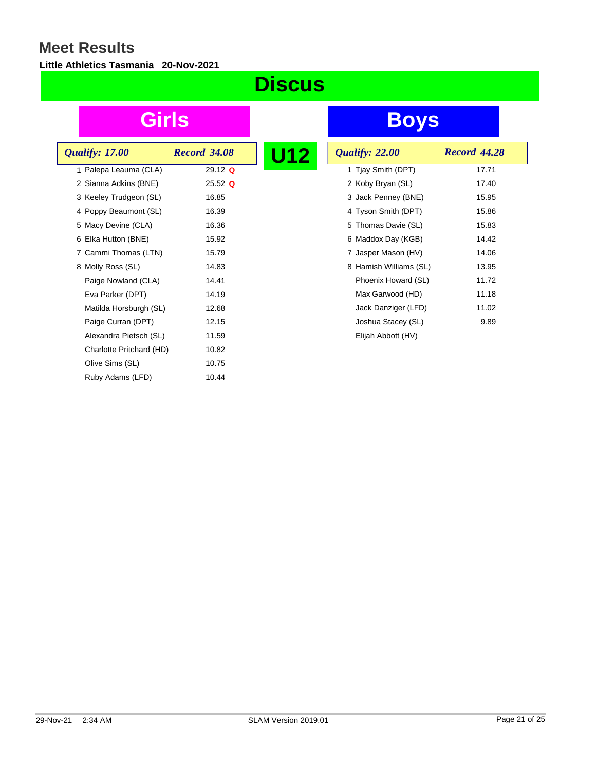# Meet Results

**Little Athletics Tasmania 20-Nov-2021**

# Discus

## U12

### Girls

| | *Qualify: 17.00* | *Record 34.08* |
|---|---|---|
| 1 | Palepa Leauma (CLA) | 29.12 **Q** |
| 2 | Sianna Adkins (BNE) | 25.52 **Q** |
| 3 | Keeley Trudgeon (SL) | 16.85 |
| 4 | Poppy Beaumont (SL) | 16.39 |
| 5 | Macy Devine (CLA) | 16.36 |
| 6 | Elka Hutton (BNE) | 15.92 |
| 7 | Cammi Thomas (LTN) | 15.79 |
| 8 | Molly Ross (SL) | 14.83 |
| | Paige Nowland (CLA) | 14.41 |
| | Eva Parker (DPT) | 14.19 |
| | Matilda Horsburgh (SL) | 12.68 |
| | Paige Curran (DPT) | 12.15 |
| | Alexandra Pietsch (SL) | 11.59 |
| | Charlotte Pritchard (HD) | 10.82 |
| | Olive Sims (SL) | 10.75 |
| | Ruby Adams (LFD) | 10.44 |

### Boys

| | *Qualify: 22.00* | *Record 44.28* |
|---|---|---|
| 1 | Tjay Smith (DPT) | 17.71 |
| 2 | Koby Bryan (SL) | 17.40 |
| 3 | Jack Penney (BNE) | 15.95 |
| 4 | Tyson Smith (DPT) | 15.86 |
| 5 | Thomas Davie (SL) | 15.83 |
| 6 | Maddox Day (KGB) | 14.42 |
| 7 | Jasper Mason (HV) | 14.06 |
| 8 | Hamish Williams (SL) | 13.95 |
| | Phoenix Howard (SL) | 11.72 |
| | Max Garwood (HD) | 11.18 |
| | Jack Danziger (LFD) | 11.02 |
| | Joshua Stacey (SL) | 9.89 |
| | Elijah Abbott (HV) | |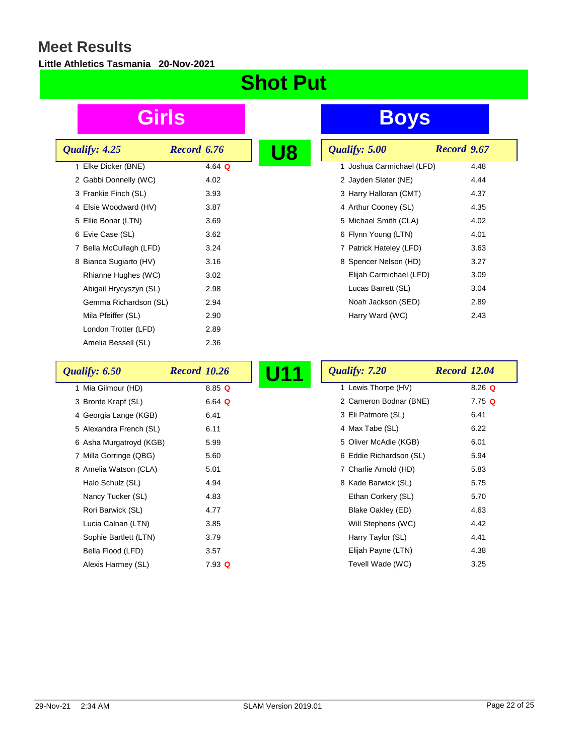# Meet Results

**Little Athletics Tasmania 20-Nov-2021**

## Shot Put

### U8

**Girls** — *Qualify: 4.25* — *Record 6.76*

| Place | Name | Result |
|---|---|---|
| 1 | Elke Dicker (BNE) | 4.64 Q |
| 2 | Gabbi Donnelly (WC) | 4.02 |
| 3 | Frankie Finch (SL) | 3.93 |
| 4 | Elsie Woodward (HV) | 3.87 |
| 5 | Ellie Bonar (LTN) | 3.69 |
| 6 | Evie Case (SL) | 3.62 |
| 7 | Bella McCullagh (LFD) | 3.24 |
| 8 | Bianca Sugiarto (HV) | 3.16 |
| | Rhianne Hughes (WC) | 3.02 |
| | Abigail Hrycyszyn (SL) | 2.98 |
| | Gemma Richardson (SL) | 2.94 |
| | Mila Pfeiffer (SL) | 2.90 |
| | London Trotter (LFD) | 2.89 |
| | Amelia Bessell (SL) | 2.36 |

**Boys** — *Qualify: 5.00* — *Record 9.67*

| Place | Name | Result |
|---|---|---|
| 1 | Joshua Carmichael (LFD) | 4.48 |
| 2 | Jayden Slater (NE) | 4.44 |
| 3 | Harry Halloran (CMT) | 4.37 |
| 4 | Arthur Cooney (SL) | 4.35 |
| 5 | Michael Smith (CLA) | 4.02 |
| 6 | Flynn Young (LTN) | 4.01 |
| 7 | Patrick Hateley (LFD) | 3.63 |
| 8 | Spencer Nelson (HD) | 3.27 |
| | Elijah Carmichael (LFD) | 3.09 |
| | Lucas Barrett (SL) | 3.04 |
| | Noah Jackson (SED) | 2.89 |
| | Harry Ward (WC) | 2.43 |

### U11

**Girls** — *Qualify: 6.50* — *Record 10.26*

| Place | Name | Result |
|---|---|---|
| 1 | Mia Gilmour (HD) | 8.85 Q |
| 3 | Bronte Krapf (SL) | 6.64 Q |
| 4 | Georgia Lange (KGB) | 6.41 |
| 5 | Alexandra French (SL) | 6.11 |
| 6 | Asha Murgatroyd (KGB) | 5.99 |
| 7 | Milla Gorringe (QBG) | 5.60 |
| 8 | Amelia Watson (CLA) | 5.01 |
| | Halo Schulz (SL) | 4.94 |
| | Nancy Tucker (SL) | 4.83 |
| | Rori Barwick (SL) | 4.77 |
| | Lucia Calnan (LTN) | 3.85 |
| | Sophie Bartlett (LTN) | 3.79 |
| | Bella Flood (LFD) | 3.57 |
| | Alexis Harmey (SL) | 7.93 Q |

**Boys** — *Qualify: 7.20* — *Record 12.04*

| Place | Name | Result |
|---|---|---|
| 1 | Lewis Thorpe (HV) | 8.26 Q |
| 2 | Cameron Bodnar (BNE) | 7.75 Q |
| 3 | Eli Patmore (SL) | 6.41 |
| 4 | Max Tabe (SL) | 6.22 |
| 5 | Oliver McAdie (KGB) | 6.01 |
| 6 | Eddie Richardson (SL) | 5.94 |
| 7 | Charlie Arnold (HD) | 5.83 |
| 8 | Kade Barwick (SL) | 5.75 |
| | Ethan Corkery (SL) | 5.70 |
| | Blake Oakley (ED) | 4.63 |
| | Will Stephens (WC) | 4.42 |
| | Harry Taylor (SL) | 4.41 |
| | Elijah Payne (LTN) | 4.38 |
| | Tevell Wade (WC) | 3.25 |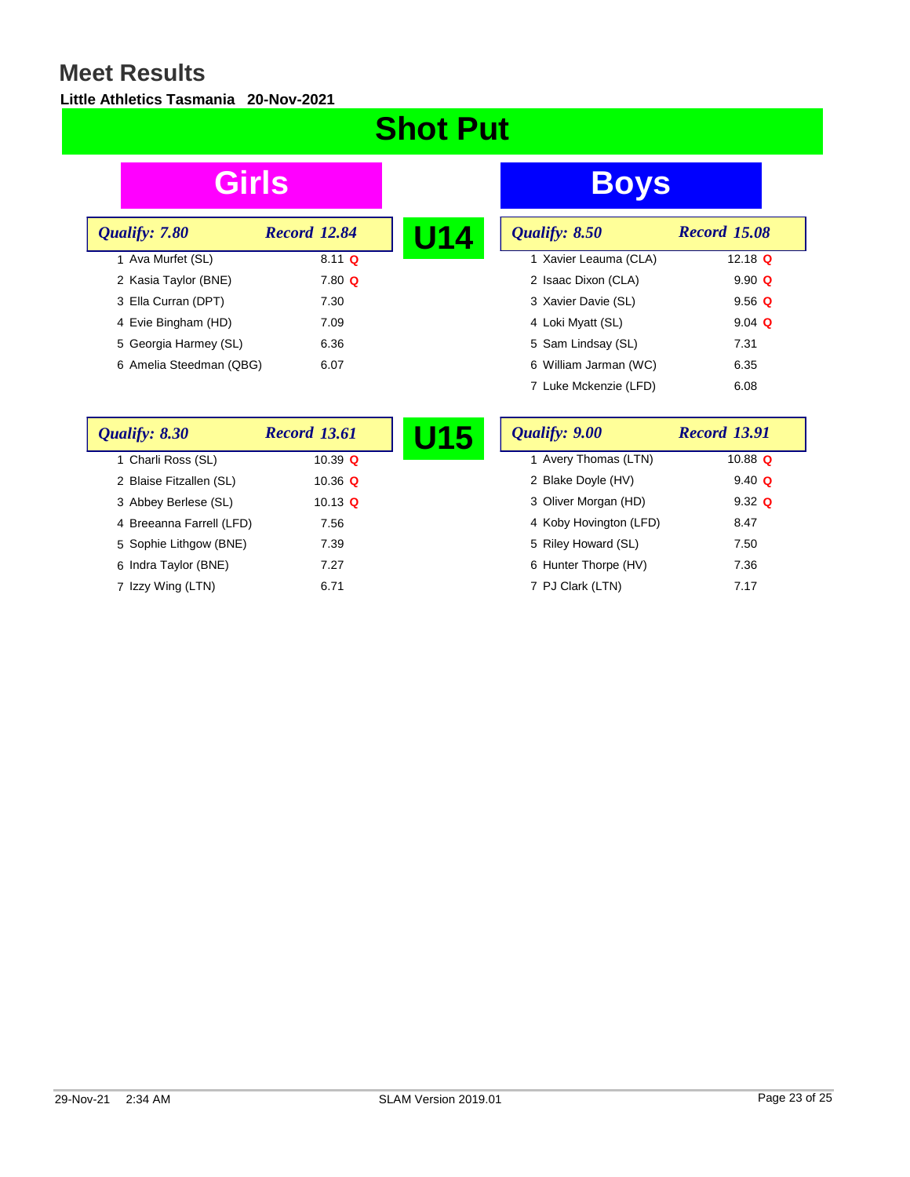# Meet Results

**Little Athletics Tasmania 20-Nov-2021**

## Shot Put

### U14

#### Girls

*Qualify: 7.80* *Record 12.84*

| Place | Name | Result | |
|---|---|---|---|
| 1 | Ava Murfet (SL) | 8.11 | Q |
| 2 | Kasia Taylor (BNE) | 7.80 | Q |
| 3 | Ella Curran (DPT) | 7.30 | |
| 4 | Evie Bingham (HD) | 7.09 | |
| 5 | Georgia Harmey (SL) | 6.36 | |
| 6 | Amelia Steedman (QBG) | 6.07 | |

#### Boys

*Qualify: 8.50* *Record 15.08*

| Place | Name | Result | |
|---|---|---|---|
| 1 | Xavier Leauma (CLA) | 12.18 | Q |
| 2 | Isaac Dixon (CLA) | 9.90 | Q |
| 3 | Xavier Davie (SL) | 9.56 | Q |
| 4 | Loki Myatt (SL) | 9.04 | Q |
| 5 | Sam Lindsay (SL) | 7.31 | |
| 6 | William Jarman (WC) | 6.35 | |
| 7 | Luke Mckenzie (LFD) | 6.08 | |

### U15

#### Girls

*Qualify: 8.30* *Record 13.61*

| Place | Name | Result | |
|---|---|---|---|
| 1 | Charli Ross (SL) | 10.39 | Q |
| 2 | Blaise Fitzallen (SL) | 10.36 | Q |
| 3 | Abbey Berlese (SL) | 10.13 | Q |
| 4 | Breeanna Farrell (LFD) | 7.56 | |
| 5 | Sophie Lithgow (BNE) | 7.39 | |
| 6 | Indra Taylor (BNE) | 7.27 | |
| 7 | Izzy Wing (LTN) | 6.71 | |

#### Boys

*Qualify: 9.00* *Record 13.91*

| Place | Name | Result | |
|---|---|---|---|
| 1 | Avery Thomas (LTN) | 10.88 | Q |
| 2 | Blake Doyle (HV) | 9.40 | Q |
| 3 | Oliver Morgan (HD) | 9.32 | Q |
| 4 | Koby Hovington (LFD) | 8.47 | |
| 5 | Riley Howard (SL) | 7.50 | |
| 6 | Hunter Thorpe (HV) | 7.36 | |
| 7 | PJ Clark (LTN) | 7.17 | |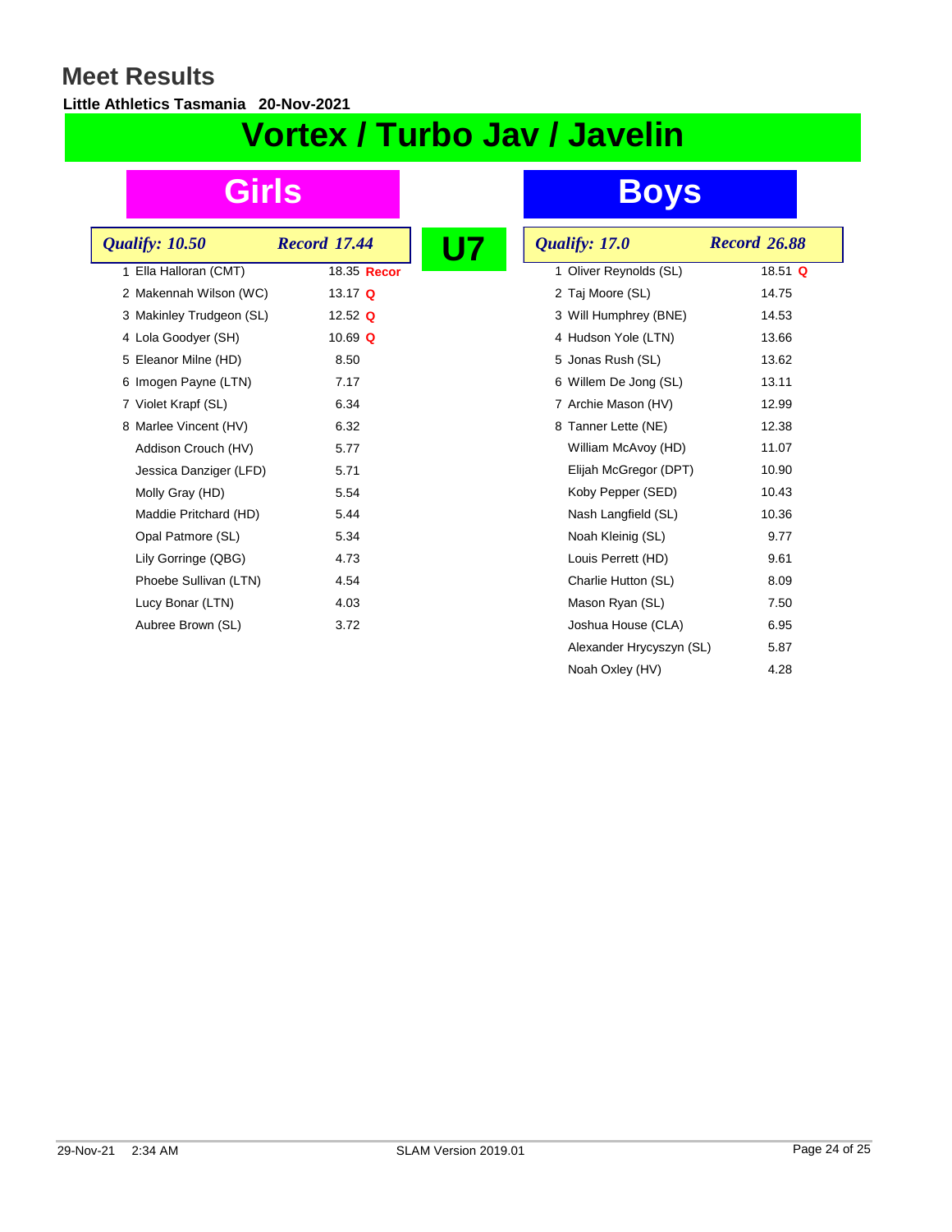# Meet Results

**Little Athletics Tasmania 20-Nov-2021**

## Vortex / Turbo Jav / Javelin

### U7

### Girls

| *Qualify: 10.50* | | *Record 17.44* | |
|---|---|---|---|
| 1 | Ella Halloran (CMT) | 18.35 | Recor |
| 2 | Makennah Wilson (WC) | 13.17 | Q |
| 3 | Makinley Trudgeon (SL) | 12.52 | Q |
| 4 | Lola Goodyer (SH) | 10.69 | Q |
| 5 | Eleanor Milne (HD) | 8.50 | |
| 6 | Imogen Payne (LTN) | 7.17 | |
| 7 | Violet Krapf (SL) | 6.34 | |
| 8 | Marlee Vincent (HV) | 6.32 | |
| | Addison Crouch (HV) | 5.77 | |
| | Jessica Danziger (LFD) | 5.71 | |
| | Molly Gray (HD) | 5.54 | |
| | Maddie Pritchard (HD) | 5.44 | |
| | Opal Patmore (SL) | 5.34 | |
| | Lily Gorringe (QBG) | 4.73 | |
| | Phoebe Sullivan (LTN) | 4.54 | |
| | Lucy Bonar (LTN) | 4.03 | |
| | Aubree Brown (SL) | 3.72 | |

### Boys

| *Qualify: 17.0* | | *Record 26.88* | |
|---|---|---|---|
| 1 | Oliver Reynolds (SL) | 18.51 | Q |
| 2 | Taj Moore (SL) | 14.75 | |
| 3 | Will Humphrey (BNE) | 14.53 | |
| 4 | Hudson Yole (LTN) | 13.66 | |
| 5 | Jonas Rush (SL) | 13.62 | |
| 6 | Willem De Jong (SL) | 13.11 | |
| 7 | Archie Mason (HV) | 12.99 | |
| 8 | Tanner Lette (NE) | 12.38 | |
| | William McAvoy (HD) | 11.07 | |
| | Elijah McGregor (DPT) | 10.90 | |
| | Koby Pepper (SED) | 10.43 | |
| | Nash Langfield (SL) | 10.36 | |
| | Noah Kleinig (SL) | 9.77 | |
| | Louis Perrett (HD) | 9.61 | |
| | Charlie Hutton (SL) | 8.09 | |
| | Mason Ryan (SL) | 7.50 | |
| | Joshua House (CLA) | 6.95 | |
| | Alexander Hrycyszyn (SL) | 5.87 | |
| | Noah Oxley (HV) | 4.28 | |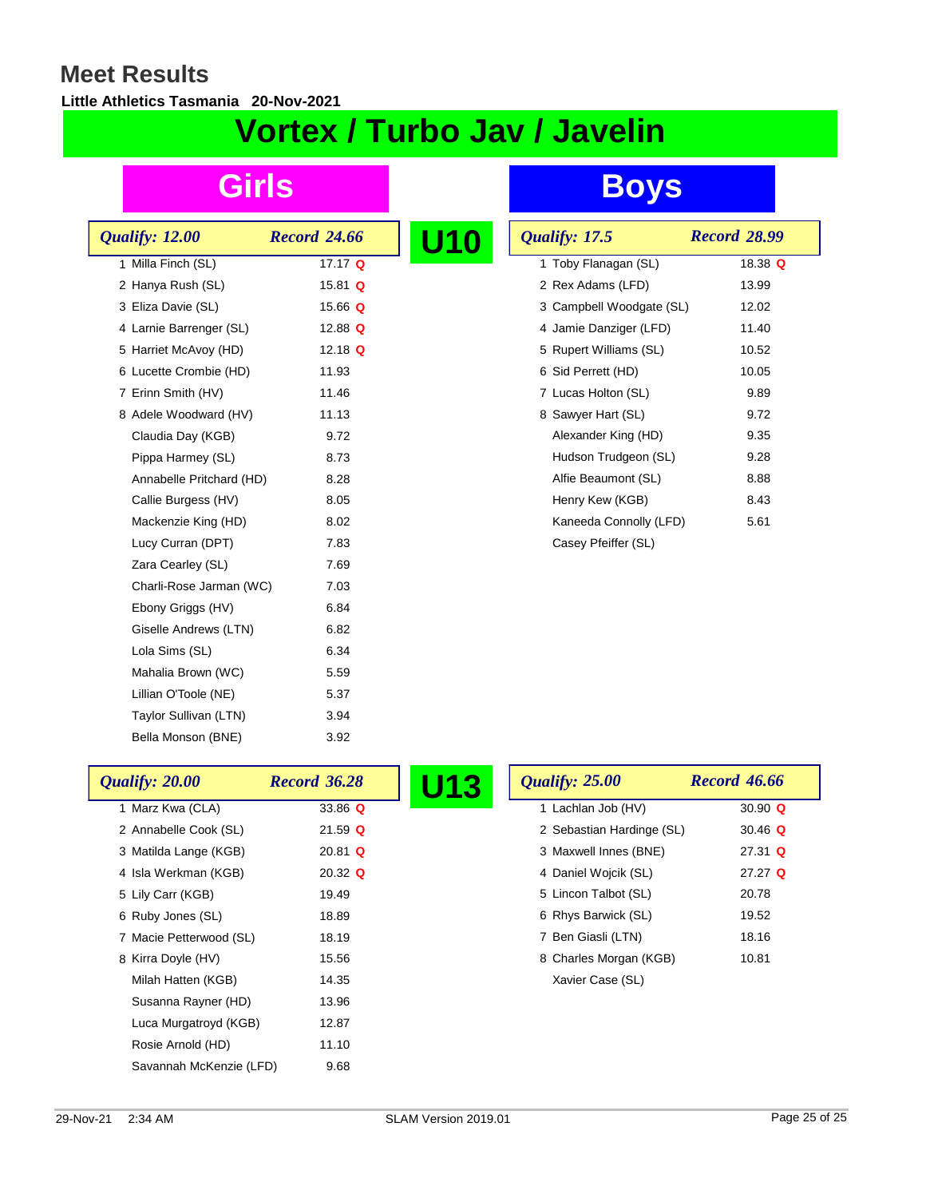# Meet Results

**Little Athletics Tasmania 20-Nov-2021**

## Vortex / Turbo Jav / Javelin

### U10

#### Girls

*Qualify: 12.00* *Record 24.66*

| | | |
|---|---|---|
| 1 | Milla Finch (SL) | 17.17 Q |
| 2 | Hanya Rush (SL) | 15.81 Q |
| 3 | Eliza Davie (SL) | 15.66 Q |
| 4 | Larnie Barrenger (SL) | 12.88 Q |
| 5 | Harriet McAvoy (HD) | 12.18 Q |
| 6 | Lucette Crombie (HD) | 11.93 |
| 7 | Erinn Smith (HV) | 11.46 |
| 8 | Adele Woodward (HV) | 11.13 |
| | Claudia Day (KGB) | 9.72 |
| | Pippa Harmey (SL) | 8.73 |
| | Annabelle Pritchard (HD) | 8.28 |
| | Callie Burgess (HV) | 8.05 |
| | Mackenzie King (HD) | 8.02 |
| | Lucy Curran (DPT) | 7.83 |
| | Zara Cearley (SL) | 7.69 |
| | Charli-Rose Jarman (WC) | 7.03 |
| | Ebony Griggs (HV) | 6.84 |
| | Giselle Andrews (LTN) | 6.82 |
| | Lola Sims (SL) | 6.34 |
| | Mahalia Brown (WC) | 5.59 |
| | Lillian O'Toole (NE) | 5.37 |
| | Taylor Sullivan (LTN) | 3.94 |
| | Bella Monson (BNE) | 3.92 |

#### Boys

*Qualify: 17.5* *Record 28.99*

| | | |
|---|---|---|
| 1 | Toby Flanagan (SL) | 18.38 Q |
| 2 | Rex Adams (LFD) | 13.99 |
| 3 | Campbell Woodgate (SL) | 12.02 |
| 4 | Jamie Danziger (LFD) | 11.40 |
| 5 | Rupert Williams (SL) | 10.52 |
| 6 | Sid Perrett (HD) | 10.05 |
| 7 | Lucas Holton (SL) | 9.89 |
| 8 | Sawyer Hart (SL) | 9.72 |
| | Alexander King (HD) | 9.35 |
| | Hudson Trudgeon (SL) | 9.28 |
| | Alfie Beaumont (SL) | 8.88 |
| | Henry Kew (KGB) | 8.43 |
| | Kaneeda Connolly (LFD) | 5.61 |
| | Casey Pfeiffer (SL) | |

### U13

#### Girls

*Qualify: 20.00* *Record 36.28*

| | | |
|---|---|---|
| 1 | Marz Kwa (CLA) | 33.86 Q |
| 2 | Annabelle Cook (SL) | 21.59 Q |
| 3 | Matilda Lange (KGB) | 20.81 Q |
| 4 | Isla Werkman (KGB) | 20.32 Q |
| 5 | Lily Carr (KGB) | 19.49 |
| 6 | Ruby Jones (SL) | 18.89 |
| 7 | Macie Petterwood (SL) | 18.19 |
| 8 | Kirra Doyle (HV) | 15.56 |
| | Milah Hatten (KGB) | 14.35 |
| | Susanna Rayner (HD) | 13.96 |
| | Luca Murgatroyd (KGB) | 12.87 |
| | Rosie Arnold (HD) | 11.10 |
| | Savannah McKenzie (LFD) | 9.68 |

#### Boys

*Qualify: 25.00* *Record 46.66*

| | | |
|---|---|---|
| 1 | Lachlan Job (HV) | 30.90 Q |
| 2 | Sebastian Hardinge (SL) | 30.46 Q |
| 3 | Maxwell Innes (BNE) | 27.31 Q |
| 4 | Daniel Wojcik (SL) | 27.27 Q |
| 5 | Lincon Talbot (SL) | 20.78 |
| 6 | Rhys Barwick (SL) | 19.52 |
| 7 | Ben Giasli (LTN) | 18.16 |
| 8 | Charles Morgan (KGB) | 10.81 |
| | Xavier Case (SL) | |

29-Nov-21 2:34 AM SLAM Version 2019.01